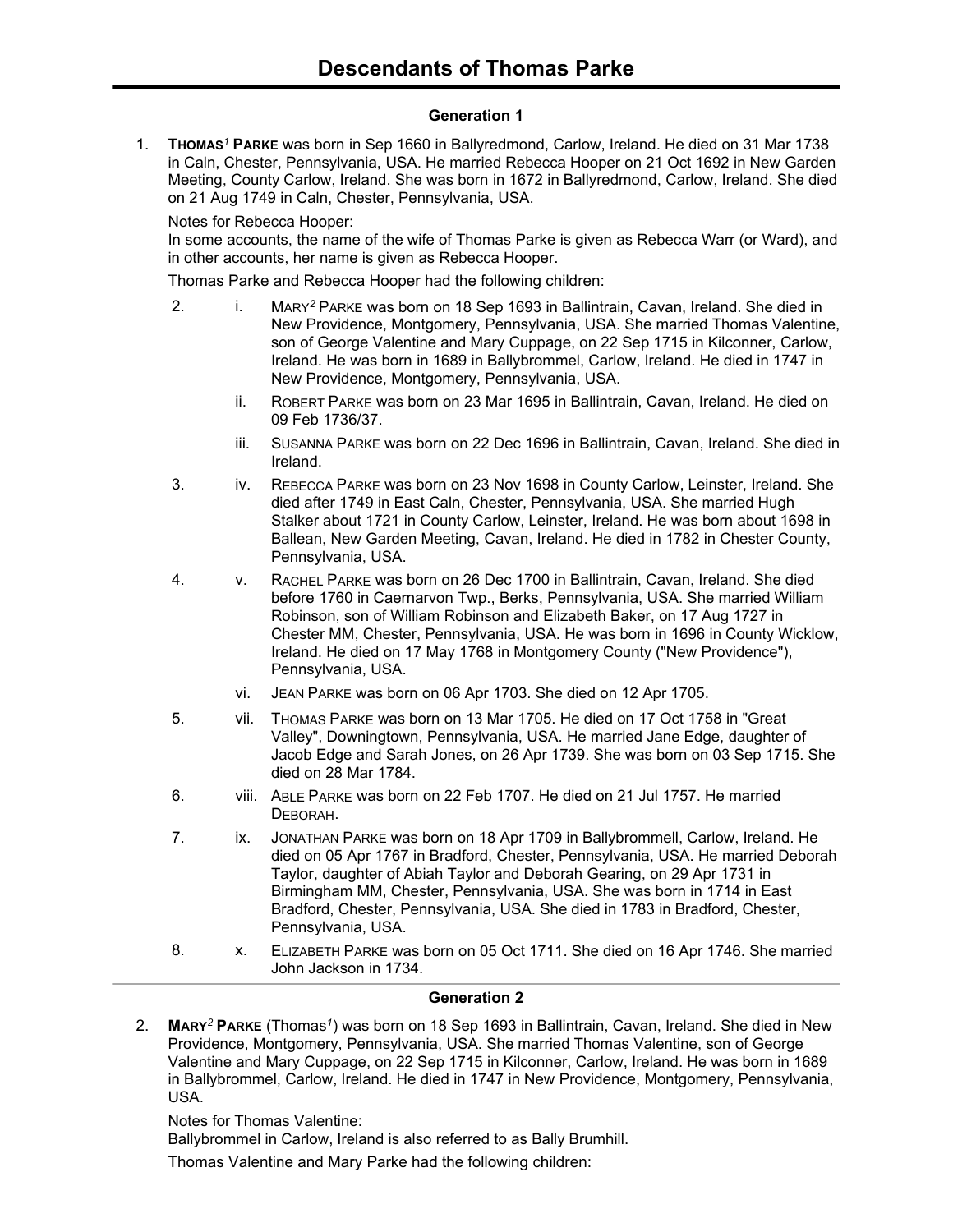# Descendants of Thomas Parke

## Generation 1

1. **THOMAS[1] PARKE** was born in Sep 1660 in Ballyredmond, Carlow, Ireland. He died on 31 Mar 1738 in Caln, Chester, Pennsylvania, USA. He married Rebecca Hooper on 21 Oct 1692 in New Garden Meeting, County Carlow, Ireland. She was born in 1672 in Ballyredmond, Carlow, Ireland. She died on 21 Aug 1749 in Caln, Chester, Pennsylvania, USA.

   Notes for Rebecca Hooper:
   In some accounts, the name of the wife of Thomas Parke is given as Rebecca Warr (or Ward), and in other accounts, her name is given as Rebecca Hooper.

   Thomas Parke and Rebecca Hooper had the following children:

   2. i. MARY[2] PARKE was born on 18 Sep 1693 in Ballintrain, Cavan, Ireland. She died in New Providence, Montgomery, Pennsylvania, USA. She married Thomas Valentine, son of George Valentine and Mary Cuppage, on 22 Sep 1715 in Kilconner, Carlow, Ireland. He was born in 1689 in Ballybrommel, Carlow, Ireland. He died in 1747 in New Providence, Montgomery, Pennsylvania, USA.

   ii. ROBERT PARKE was born on 23 Mar 1695 in Ballintrain, Cavan, Ireland. He died on 09 Feb 1736/37.

   iii. SUSANNA PARKE was born on 22 Dec 1696 in Ballintrain, Cavan, Ireland. She died in Ireland.

   3. iv. REBECCA PARKE was born on 23 Nov 1698 in County Carlow, Leinster, Ireland. She died after 1749 in East Caln, Chester, Pennsylvania, USA. She married Hugh Stalker about 1721 in County Carlow, Leinster, Ireland. He was born about 1698 in Ballean, New Garden Meeting, Cavan, Ireland. He died in 1782 in Chester County, Pennsylvania, USA.

   4. v. RACHEL PARKE was born on 26 Dec 1700 in Ballintrain, Cavan, Ireland. She died before 1760 in Caernarvon Twp., Berks, Pennsylvania, USA. She married William Robinson, son of William Robinson and Elizabeth Baker, on 17 Aug 1727 in Chester MM, Chester, Pennsylvania, USA. He was born in 1696 in County Wicklow, Ireland. He died on 17 May 1768 in Montgomery County ("New Providence"), Pennsylvania, USA.

   vi. JEAN PARKE was born on 06 Apr 1703. She died on 12 Apr 1705.

   5. vii. THOMAS PARKE was born on 13 Mar 1705. He died on 17 Oct 1758 in "Great Valley", Downingtown, Pennsylvania, USA. He married Jane Edge, daughter of Jacob Edge and Sarah Jones, on 26 Apr 1739. She was born on 03 Sep 1715. She died on 28 Mar 1784.

   6. viii. ABLE PARKE was born on 22 Feb 1707. He died on 21 Jul 1757. He married DEBORAH.

   7. ix. JONATHAN PARKE was born on 18 Apr 1709 in Ballybrommell, Carlow, Ireland. He died on 05 Apr 1767 in Bradford, Chester, Pennsylvania, USA. He married Deborah Taylor, daughter of Abiah Taylor and Deborah Gearing, on 29 Apr 1731 in Birmingham MM, Chester, Pennsylvania, USA. She was born in 1714 in East Bradford, Chester, Pennsylvania, USA. She died in 1783 in Bradford, Chester, Pennsylvania, USA.

   8. x. ELIZABETH PARKE was born on 05 Oct 1711. She died on 16 Apr 1746. She married John Jackson in 1734.

## Generation 2

2. **MARY[2] PARKE** (Thomas[1]) was born on 18 Sep 1693 in Ballintrain, Cavan, Ireland. She died in New Providence, Montgomery, Pennsylvania, USA. She married Thomas Valentine, son of George Valentine and Mary Cuppage, on 22 Sep 1715 in Kilconner, Carlow, Ireland. He was born in 1689 in Ballybrommel, Carlow, Ireland. He died in 1747 in New Providence, Montgomery, Pennsylvania, USA.

   Notes for Thomas Valentine:
   Ballybrommel in Carlow, Ireland is also referred to as Bally Brumhill.

   Thomas Valentine and Mary Parke had the following children: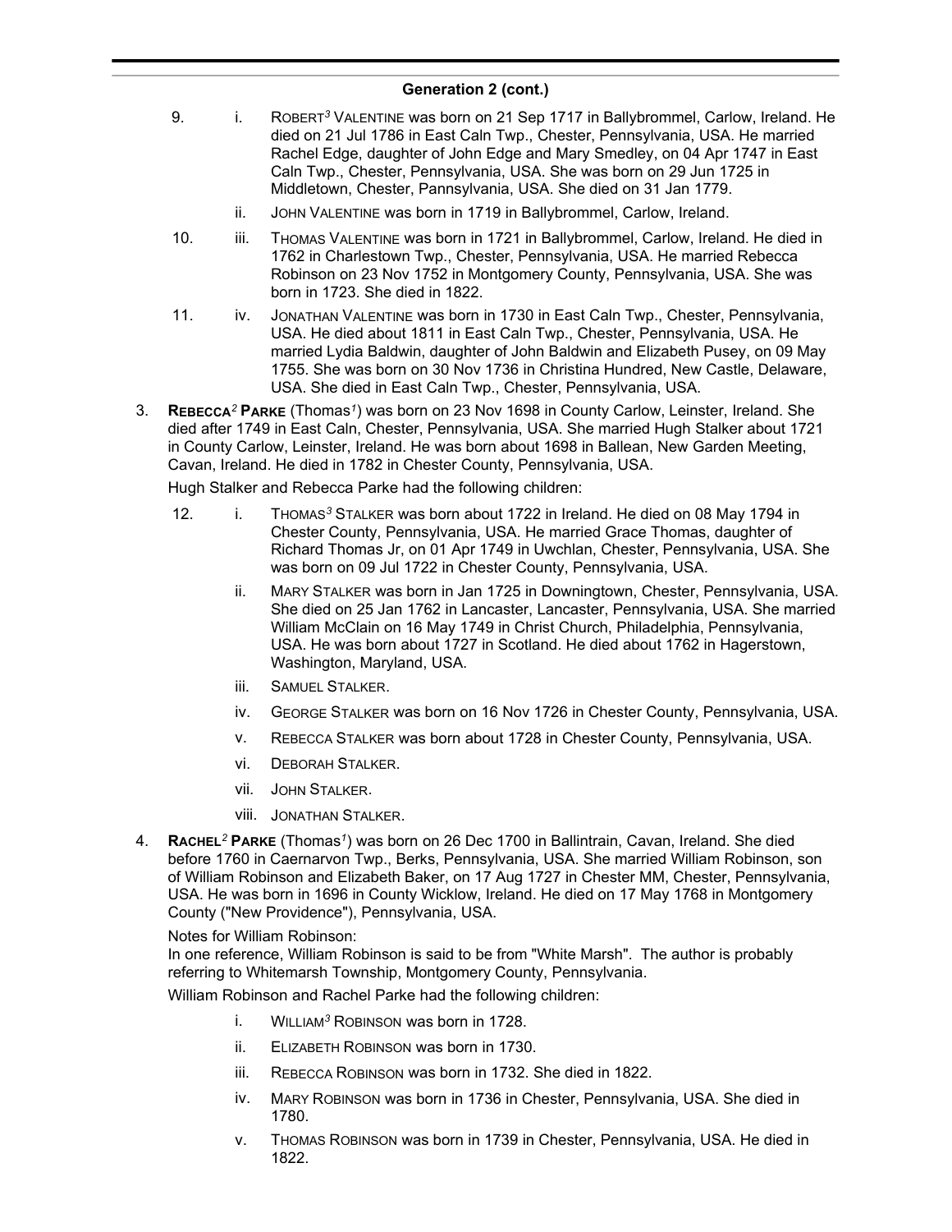## Generation 2 (cont.)

9. i. ROBERT[3] VALENTINE was born on 21 Sep 1717 in Ballybrommel, Carlow, Ireland. He died on 21 Jul 1786 in East Caln Twp., Chester, Pennsylvania, USA. He married Rachel Edge, daughter of John Edge and Mary Smedley, on 04 Apr 1747 in East Caln Twp., Chester, Pennsylvania, USA. She was born on 29 Jun 1725 in Middletown, Chester, Pannsylvania, USA. She died on 31 Jan 1779.

ii. JOHN VALENTINE was born in 1719 in Ballybrommel, Carlow, Ireland.

10. iii. THOMAS VALENTINE was born in 1721 in Ballybrommel, Carlow, Ireland. He died in 1762 in Charlestown Twp., Chester, Pennsylvania, USA. He married Rebecca Robinson on 23 Nov 1752 in Montgomery County, Pennsylvania, USA. She was born in 1723. She died in 1822.

11. iv. JONATHAN VALENTINE was born in 1730 in East Caln Twp., Chester, Pennsylvania, USA. He died about 1811 in East Caln Twp., Chester, Pennsylvania, USA. He married Lydia Baldwin, daughter of John Baldwin and Elizabeth Pusey, on 09 May 1755. She was born on 30 Nov 1736 in Christina Hundred, New Castle, Delaware, USA. She died in East Caln Twp., Chester, Pennsylvania, USA.

3. **REBECCA[2] PARKE** (Thomas[1]) was born on 23 Nov 1698 in County Carlow, Leinster, Ireland. She died after 1749 in East Caln, Chester, Pennsylvania, USA. She married Hugh Stalker about 1721 in County Carlow, Leinster, Ireland. He was born about 1698 in Ballean, New Garden Meeting, Cavan, Ireland. He died in 1782 in Chester County, Pennsylvania, USA.

Hugh Stalker and Rebecca Parke had the following children:

12. i. THOMAS[3] STALKER was born about 1722 in Ireland. He died on 08 May 1794 in Chester County, Pennsylvania, USA. He married Grace Thomas, daughter of Richard Thomas Jr, on 01 Apr 1749 in Uwchlan, Chester, Pennsylvania, USA. She was born on 09 Jul 1722 in Chester County, Pennsylvania, USA.

ii. MARY STALKER was born in Jan 1725 in Downingtown, Chester, Pennsylvania, USA. She died on 25 Jan 1762 in Lancaster, Lancaster, Pennsylvania, USA. She married William McClain on 16 May 1749 in Christ Church, Philadelphia, Pennsylvania, USA. He was born about 1727 in Scotland. He died about 1762 in Hagerstown, Washington, Maryland, USA.

iii. SAMUEL STALKER.

iv. GEORGE STALKER was born on 16 Nov 1726 in Chester County, Pennsylvania, USA.

v. REBECCA STALKER was born about 1728 in Chester County, Pennsylvania, USA.

vi. DEBORAH STALKER.

vii. JOHN STALKER.

viii. JONATHAN STALKER.

4. **RACHEL[2] PARKE** (Thomas[1]) was born on 26 Dec 1700 in Ballintrain, Cavan, Ireland. She died before 1760 in Caernarvon Twp., Berks, Pennsylvania, USA. She married William Robinson, son of William Robinson and Elizabeth Baker, on 17 Aug 1727 in Chester MM, Chester, Pennsylvania, USA. He was born in 1696 in County Wicklow, Ireland. He died on 17 May 1768 in Montgomery County ("New Providence"), Pennsylvania, USA.

Notes for William Robinson:
In one reference, William Robinson is said to be from "White Marsh". The author is probably referring to Whitemarsh Township, Montgomery County, Pennsylvania.

William Robinson and Rachel Parke had the following children:

i. WILLIAM[3] ROBINSON was born in 1728.

ii. ELIZABETH ROBINSON was born in 1730.

iii. REBECCA ROBINSON was born in 1732. She died in 1822.

iv. MARY ROBINSON was born in 1736 in Chester, Pennsylvania, USA. She died in 1780.

v. THOMAS ROBINSON was born in 1739 in Chester, Pennsylvania, USA. He died in 1822.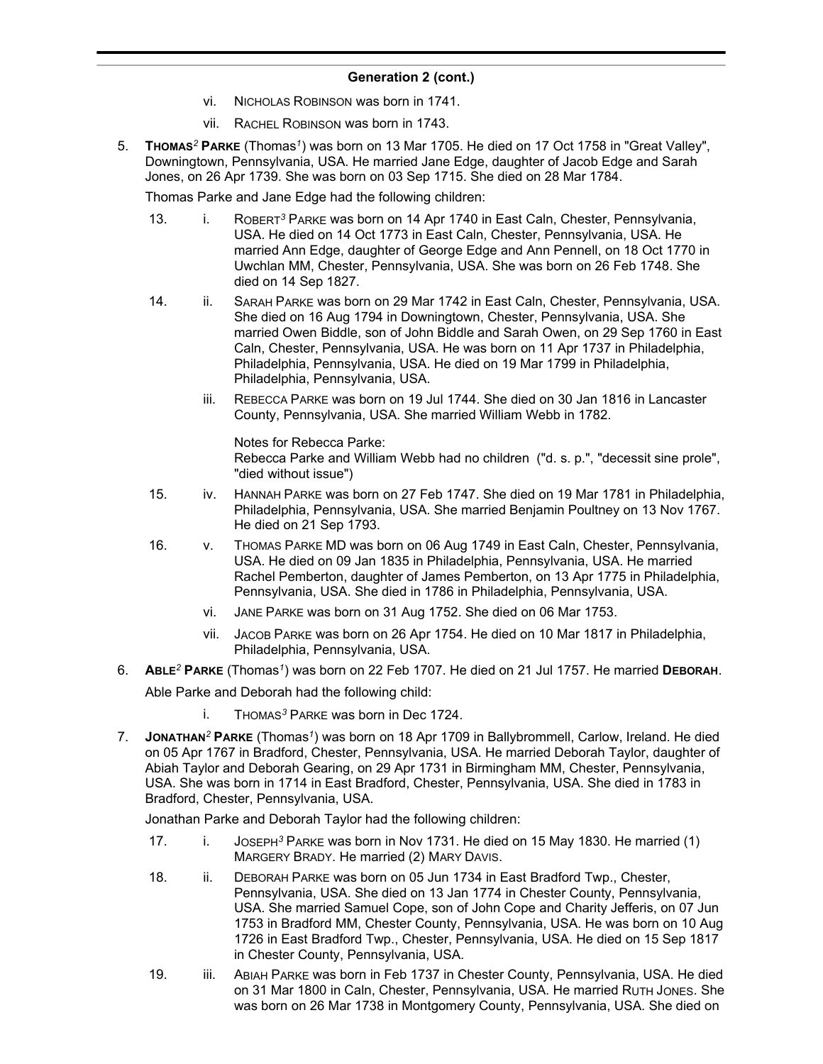## Generation 2 (cont.)

vi. Nicholas Robinson was born in 1741.

vii. Rachel Robinson was born in 1743.

5. **Thomas[2] Parke** (Thomas[1]) was born on 13 Mar 1705. He died on 17 Oct 1758 in "Great Valley", Downingtown, Pennsylvania, USA. He married Jane Edge, daughter of Jacob Edge and Sarah Jones, on 26 Apr 1739. She was born on 03 Sep 1715. She died on 28 Mar 1784.

Thomas Parke and Jane Edge had the following children:

13. i. Robert[3] Parke was born on 14 Apr 1740 in East Caln, Chester, Pennsylvania, USA. He died on 14 Oct 1773 in East Caln, Chester, Pennsylvania, USA. He married Ann Edge, daughter of George Edge and Ann Pennell, on 18 Oct 1770 in Uwchlan MM, Chester, Pennsylvania, USA. She was born on 26 Feb 1748. She died on 14 Sep 1827.

14. ii. Sarah Parke was born on 29 Mar 1742 in East Caln, Chester, Pennsylvania, USA. She died on 16 Aug 1794 in Downingtown, Chester, Pennsylvania, USA. She married Owen Biddle, son of John Biddle and Sarah Owen, on 29 Sep 1760 in East Caln, Chester, Pennsylvania, USA. He was born on 11 Apr 1737 in Philadelphia, Philadelphia, Pennsylvania, USA. He died on 19 Mar 1799 in Philadelphia, Philadelphia, Pennsylvania, USA.

iii. Rebecca Parke was born on 19 Jul 1744. She died on 30 Jan 1816 in Lancaster County, Pennsylvania, USA. She married William Webb in 1782.

Notes for Rebecca Parke:
Rebecca Parke and William Webb had no children ("d. s. p.", "decessit sine prole", "died without issue")

15. iv. Hannah Parke was born on 27 Feb 1747. She died on 19 Mar 1781 in Philadelphia, Philadelphia, Pennsylvania, USA. She married Benjamin Poultney on 13 Nov 1767. He died on 21 Sep 1793.

16. v. Thomas Parke MD was born on 06 Aug 1749 in East Caln, Chester, Pennsylvania, USA. He died on 09 Jan 1835 in Philadelphia, Pennsylvania, USA. He married Rachel Pemberton, daughter of James Pemberton, on 13 Apr 1775 in Philadelphia, Pennsylvania, USA. She died in 1786 in Philadelphia, Pennsylvania, USA.

vi. Jane Parke was born on 31 Aug 1752. She died on 06 Mar 1753.

vii. Jacob Parke was born on 26 Apr 1754. He died on 10 Mar 1817 in Philadelphia, Philadelphia, Pennsylvania, USA.

6. **Able[2] Parke** (Thomas[1]) was born on 22 Feb 1707. He died on 21 Jul 1757. He married **Deborah**.

Able Parke and Deborah had the following child:

i. Thomas[3] Parke was born in Dec 1724.

7. **Jonathan[2] Parke** (Thomas[1]) was born on 18 Apr 1709 in Ballybrommell, Carlow, Ireland. He died on 05 Apr 1767 in Bradford, Chester, Pennsylvania, USA. He married Deborah Taylor, daughter of Abiah Taylor and Deborah Gearing, on 29 Apr 1731 in Birmingham MM, Chester, Pennsylvania, USA. She was born in 1714 in East Bradford, Chester, Pennsylvania, USA. She died in 1783 in Bradford, Chester, Pennsylvania, USA.

Jonathan Parke and Deborah Taylor had the following children:

17. i. Joseph[3] Parke was born in Nov 1731. He died on 15 May 1830. He married (1) Margery Brady. He married (2) Mary Davis.

18. ii. Deborah Parke was born on 05 Jun 1734 in East Bradford Twp., Chester, Pennsylvania, USA. She died on 13 Jan 1774 in Chester County, Pennsylvania, USA. She married Samuel Cope, son of John Cope and Charity Jefferis, on 07 Jun 1753 in Bradford MM, Chester County, Pennsylvania, USA. He was born on 10 Aug 1726 in East Bradford Twp., Chester, Pennsylvania, USA. He died on 15 Sep 1817 in Chester County, Pennsylvania, USA.

19. iii. Abiah Parke was born in Feb 1737 in Chester County, Pennsylvania, USA. He died on 31 Mar 1800 in Caln, Chester, Pennsylvania, USA. He married Ruth Jones. She was born on 26 Mar 1738 in Montgomery County, Pennsylvania, USA. She died on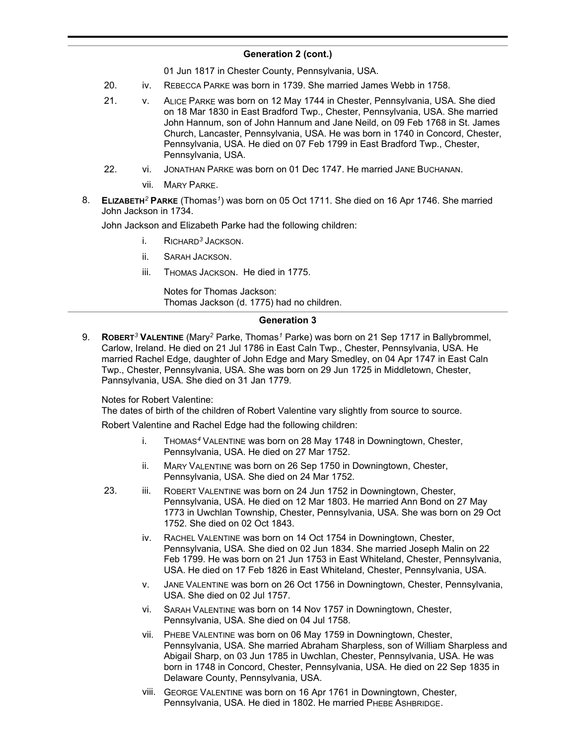## Generation 2 (cont.)

01 Jun 1817 in Chester County, Pennsylvania, USA.

20. iv. REBECCA PARKE was born in 1739. She married James Webb in 1758.

21. v. ALICE PARKE was born on 12 May 1744 in Chester, Pennsylvania, USA. She died on 18 Mar 1830 in East Bradford Twp., Chester, Pennsylvania, USA. She married John Hannum, son of John Hannum and Jane Neild, on 09 Feb 1768 in St. James Church, Lancaster, Pennsylvania, USA. He was born in 1740 in Concord, Chester, Pennsylvania, USA. He died on 07 Feb 1799 in East Bradford Twp., Chester, Pennsylvania, USA.

22. vi. JONATHAN PARKE was born on 01 Dec 1747. He married JANE BUCHANAN.

vii. MARY PARKE.

8. **ELIZABETH[2] PARKE** (Thomas[1]) was born on 05 Oct 1711. She died on 16 Apr 1746. She married John Jackson in 1734.

John Jackson and Elizabeth Parke had the following children:

i. RICHARD[3] JACKSON.

ii. SARAH JACKSON.

iii. THOMAS JACKSON. He died in 1775.

Notes for Thomas Jackson:
Thomas Jackson (d. 1775) had no children.

## Generation 3

9. **ROBERT[3] VALENTINE** (Mary[2] Parke, Thomas[1] Parke) was born on 21 Sep 1717 in Ballybrommel, Carlow, Ireland. He died on 21 Jul 1786 in East Caln Twp., Chester, Pennsylvania, USA. He married Rachel Edge, daughter of John Edge and Mary Smedley, on 04 Apr 1747 in East Caln Twp., Chester, Pennsylvania, USA. She was born on 29 Jun 1725 in Middletown, Chester, Pannsylvania, USA. She died on 31 Jan 1779.

Notes for Robert Valentine:
The dates of birth of the children of Robert Valentine vary slightly from source to source.

Robert Valentine and Rachel Edge had the following children:

i. THOMAS[4] VALENTINE was born on 28 May 1748 in Downingtown, Chester, Pennsylvania, USA. He died on 27 Mar 1752.

ii. MARY VALENTINE was born on 26 Sep 1750 in Downingtown, Chester, Pennsylvania, USA. She died on 24 Mar 1752.

23. iii. ROBERT VALENTINE was born on 24 Jun 1752 in Downingtown, Chester, Pennsylvania, USA. He died on 12 Mar 1803. He married Ann Bond on 27 May 1773 in Uwchlan Township, Chester, Pennsylvania, USA. She was born on 29 Oct 1752. She died on 02 Oct 1843.

iv. RACHEL VALENTINE was born on 14 Oct 1754 in Downingtown, Chester, Pennsylvania, USA. She died on 02 Jun 1834. She married Joseph Malin on 22 Feb 1799. He was born on 21 Jun 1753 in East Whiteland, Chester, Pennsylvania, USA. He died on 17 Feb 1826 in East Whiteland, Chester, Pennsylvania, USA.

v. JANE VALENTINE was born on 26 Oct 1756 in Downingtown, Chester, Pennsylvania, USA. She died on 02 Jul 1757.

vi. SARAH VALENTINE was born on 14 Nov 1757 in Downingtown, Chester, Pennsylvania, USA. She died on 04 Jul 1758.

vii. PHEBE VALENTINE was born on 06 May 1759 in Downingtown, Chester, Pennsylvania, USA. She married Abraham Sharpless, son of William Sharpless and Abigail Sharp, on 03 Jun 1785 in Uwchlan, Chester, Pennsylvania, USA. He was born in 1748 in Concord, Chester, Pennsylvania, USA. He died on 22 Sep 1835 in Delaware County, Pennsylvania, USA.

viii. GEORGE VALENTINE was born on 16 Apr 1761 in Downingtown, Chester, Pennsylvania, USA. He died in 1802. He married PHEBE ASHBRIDGE.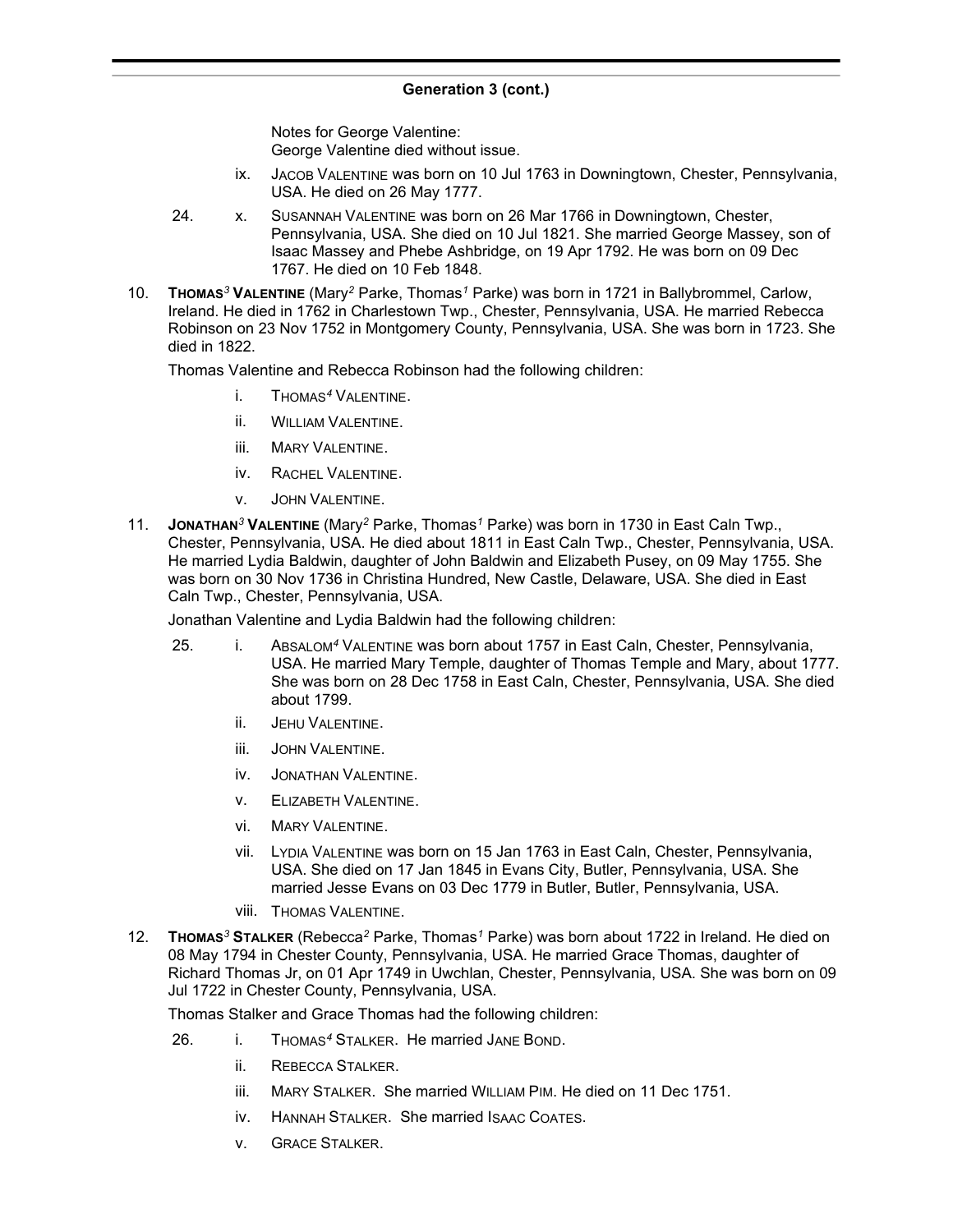## Generation 3 (cont.)

Notes for George Valentine:
George Valentine died without issue.

ix. JACOB VALENTINE was born on 10 Jul 1763 in Downingtown, Chester, Pennsylvania, USA. He died on 26 May 1777.

24. x. SUSANNAH VALENTINE was born on 26 Mar 1766 in Downingtown, Chester, Pennsylvania, USA. She died on 10 Jul 1821. She married George Massey, son of Isaac Massey and Phebe Ashbridge, on 19 Apr 1792. He was born on 09 Dec 1767. He died on 10 Feb 1848.

10. **THOMAS$^3$ VALENTINE** (Mary$^2$ Parke, Thomas$^1$ Parke) was born in 1721 in Ballybrommel, Carlow, Ireland. He died in 1762 in Charlestown Twp., Chester, Pennsylvania, USA. He married Rebecca Robinson on 23 Nov 1752 in Montgomery County, Pennsylvania, USA. She was born in 1723. She died in 1822.

Thomas Valentine and Rebecca Robinson had the following children:

i. THOMAS$^4$ VALENTINE.

ii. WILLIAM VALENTINE.

iii. MARY VALENTINE.

iv. RACHEL VALENTINE.

v. JOHN VALENTINE.

11. **JONATHAN$^3$ VALENTINE** (Mary$^2$ Parke, Thomas$^1$ Parke) was born in 1730 in East Caln Twp., Chester, Pennsylvania, USA. He died about 1811 in East Caln Twp., Chester, Pennsylvania, USA. He married Lydia Baldwin, daughter of John Baldwin and Elizabeth Pusey, on 09 May 1755. She was born on 30 Nov 1736 in Christina Hundred, New Castle, Delaware, USA. She died in East Caln Twp., Chester, Pennsylvania, USA.

Jonathan Valentine and Lydia Baldwin had the following children:

25. i. ABSALOM$^4$ VALENTINE was born about 1757 in East Caln, Chester, Pennsylvania, USA. He married Mary Temple, daughter of Thomas Temple and Mary, about 1777. She was born on 28 Dec 1758 in East Caln, Chester, Pennsylvania, USA. She died about 1799.

ii. JEHU VALENTINE.

iii. JOHN VALENTINE.

iv. JONATHAN VALENTINE.

v. ELIZABETH VALENTINE.

vi. MARY VALENTINE.

vii. LYDIA VALENTINE was born on 15 Jan 1763 in East Caln, Chester, Pennsylvania, USA. She died on 17 Jan 1845 in Evans City, Butler, Pennsylvania, USA. She married Jesse Evans on 03 Dec 1779 in Butler, Butler, Pennsylvania, USA.

viii. THOMAS VALENTINE.

12. **THOMAS$^3$ STALKER** (Rebecca$^2$ Parke, Thomas$^1$ Parke) was born about 1722 in Ireland. He died on 08 May 1794 in Chester County, Pennsylvania, USA. He married Grace Thomas, daughter of Richard Thomas Jr, on 01 Apr 1749 in Uwchlan, Chester, Pennsylvania, USA. She was born on 09 Jul 1722 in Chester County, Pennsylvania, USA.

Thomas Stalker and Grace Thomas had the following children:

26. i. THOMAS$^4$ STALKER. He married JANE BOND.

ii. REBECCA STALKER.

iii. MARY STALKER. She married WILLIAM PIM. He died on 11 Dec 1751.

iv. HANNAH STALKER. She married ISAAC COATES.

v. GRACE STALKER.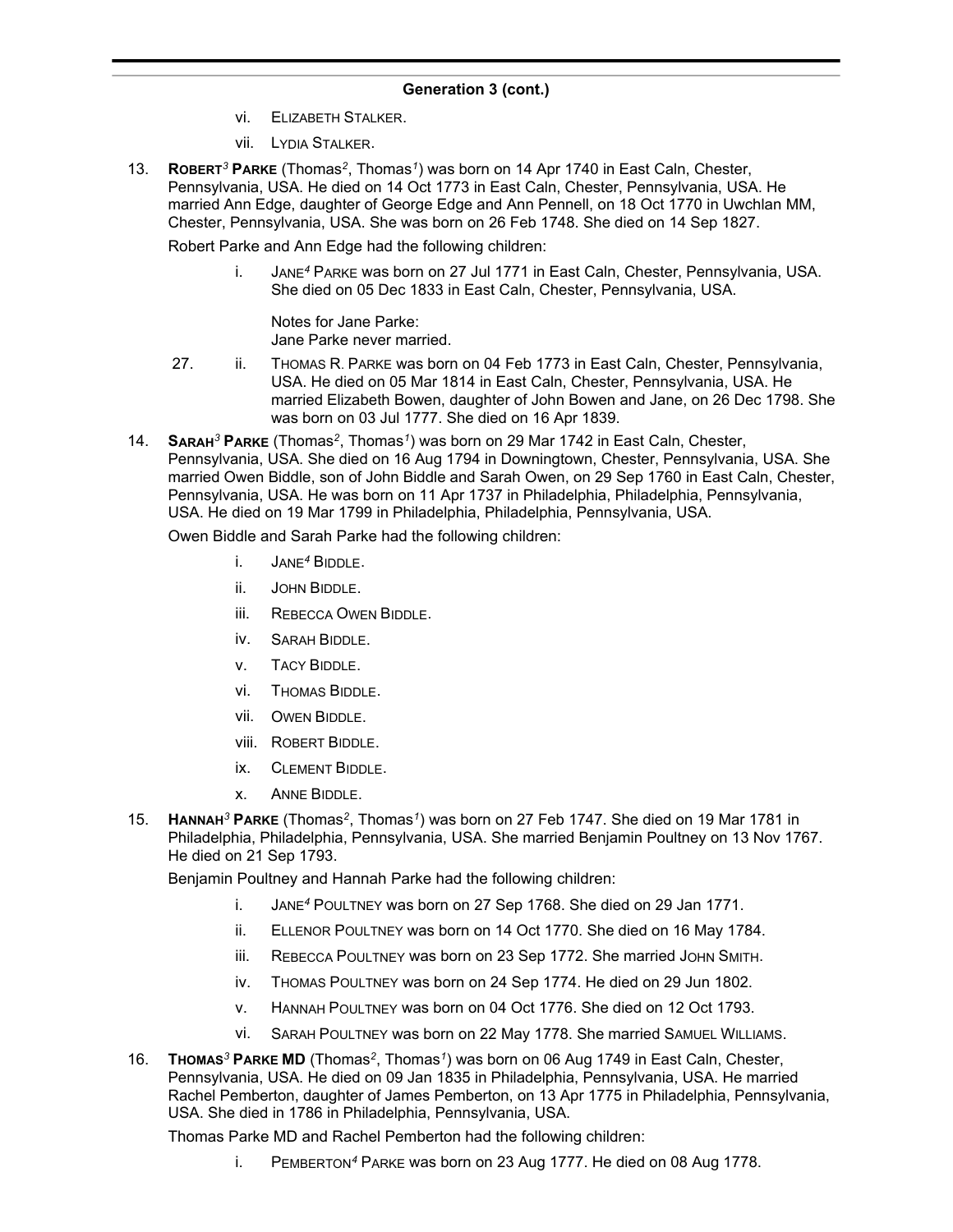**Generation 3 (cont.)**

vi. Elizabeth Stalker.

vii. Lydia Stalker.

13. **Robert[3] Parke** (Thomas[2], Thomas[1]) was born on 14 Apr 1740 in East Caln, Chester, Pennsylvania, USA. He died on 14 Oct 1773 in East Caln, Chester, Pennsylvania, USA. He married Ann Edge, daughter of George Edge and Ann Pennell, on 18 Oct 1770 in Uwchlan MM, Chester, Pennsylvania, USA. She was born on 26 Feb 1748. She died on 14 Sep 1827.

    Robert Parke and Ann Edge had the following children:

    i. Jane[4] Parke was born on 27 Jul 1771 in East Caln, Chester, Pennsylvania, USA. She died on 05 Dec 1833 in East Caln, Chester, Pennsylvania, USA.

       Notes for Jane Parke:
       Jane Parke never married.

    27. ii. Thomas R. Parke was born on 04 Feb 1773 in East Caln, Chester, Pennsylvania, USA. He died on 05 Mar 1814 in East Caln, Chester, Pennsylvania, USA. He married Elizabeth Bowen, daughter of John Bowen and Jane, on 26 Dec 1798. She was born on 03 Jul 1777. She died on 16 Apr 1839.

14. **Sarah[3] Parke** (Thomas[2], Thomas[1]) was born on 29 Mar 1742 in East Caln, Chester, Pennsylvania, USA. She died on 16 Aug 1794 in Downingtown, Chester, Pennsylvania, USA. She married Owen Biddle, son of John Biddle and Sarah Owen, on 29 Sep 1760 in East Caln, Chester, Pennsylvania, USA. He was born on 11 Apr 1737 in Philadelphia, Philadelphia, Pennsylvania, USA. He died on 19 Mar 1799 in Philadelphia, Philadelphia, Pennsylvania, USA.

    Owen Biddle and Sarah Parke had the following children:

    i. Jane[4] Biddle.

    ii. John Biddle.

    iii. Rebecca Owen Biddle.

    iv. Sarah Biddle.

    v. Tacy Biddle.

    vi. Thomas Biddle.

    vii. Owen Biddle.

    viii. Robert Biddle.

    ix. Clement Biddle.

    x. Anne Biddle.

15. **Hannah[3] Parke** (Thomas[2], Thomas[1]) was born on 27 Feb 1747. She died on 19 Mar 1781 in Philadelphia, Philadelphia, Pennsylvania, USA. She married Benjamin Poultney on 13 Nov 1767. He died on 21 Sep 1793.

    Benjamin Poultney and Hannah Parke had the following children:

    i. Jane[4] Poultney was born on 27 Sep 1768. She died on 29 Jan 1771.

    ii. Ellenor Poultney was born on 14 Oct 1770. She died on 16 May 1784.

    iii. Rebecca Poultney was born on 23 Sep 1772. She married John Smith.

    iv. Thomas Poultney was born on 24 Sep 1774. He died on 29 Jun 1802.

    v. Hannah Poultney was born on 04 Oct 1776. She died on 12 Oct 1793.

    vi. Sarah Poultney was born on 22 May 1778. She married Samuel Williams.

16. **Thomas[3] Parke MD** (Thomas[2], Thomas[1]) was born on 06 Aug 1749 in East Caln, Chester, Pennsylvania, USA. He died on 09 Jan 1835 in Philadelphia, Pennsylvania, USA. He married Rachel Pemberton, daughter of James Pemberton, on 13 Apr 1775 in Philadelphia, Pennsylvania, USA. She died in 1786 in Philadelphia, Pennsylvania, USA.

    Thomas Parke MD and Rachel Pemberton had the following children:

    i. Pemberton[4] Parke was born on 23 Aug 1777. He died on 08 Aug 1778.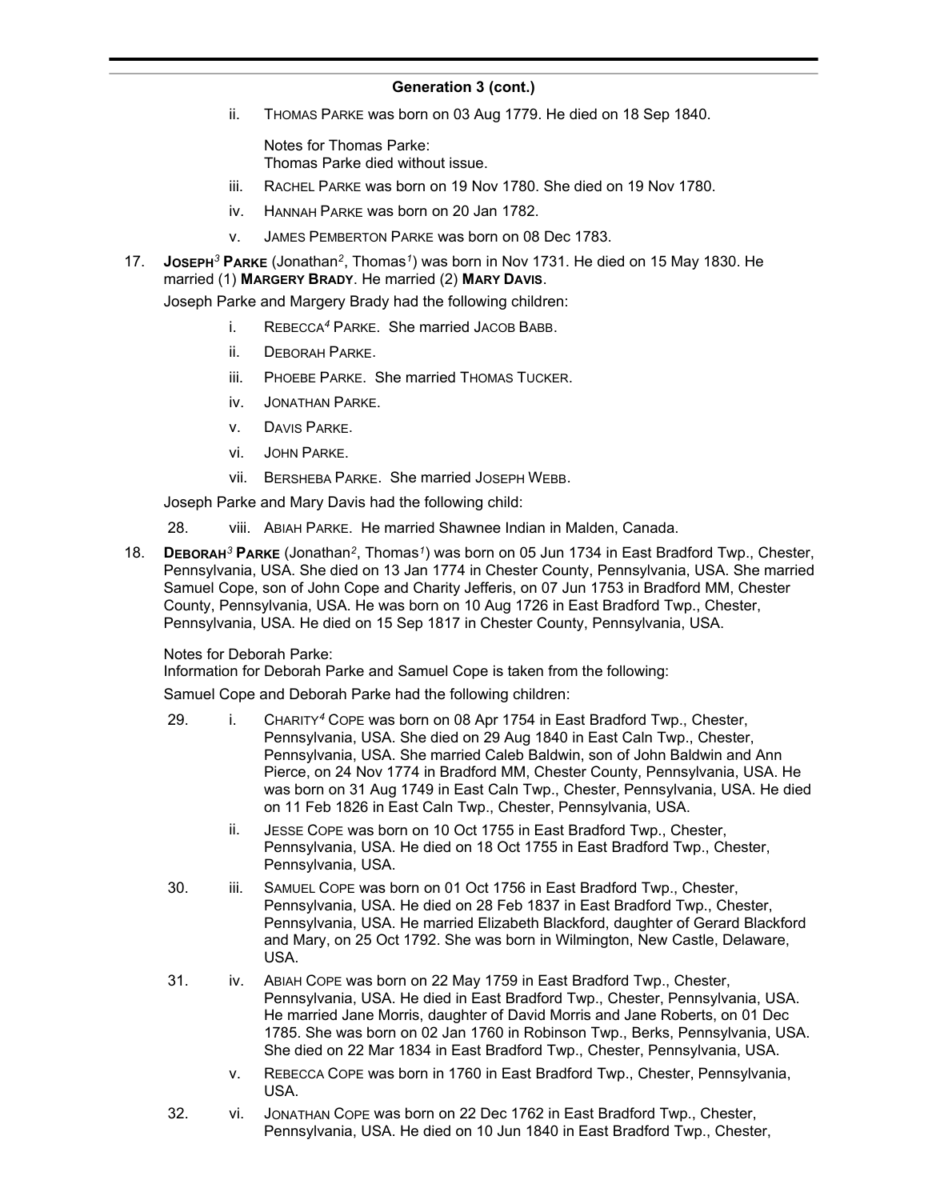## Generation 3 (cont.)

ii. THOMAS PARKE was born on 03 Aug 1779. He died on 18 Sep 1840.

Notes for Thomas Parke:
Thomas Parke died without issue.

iii. RACHEL PARKE was born on 19 Nov 1780. She died on 19 Nov 1780.

iv. HANNAH PARKE was born on 20 Jan 1782.

v. JAMES PEMBERTON PARKE was born on 08 Dec 1783.

17. **JOSEPH[3] PARKE** (Jonathan[2], Thomas[1]) was born in Nov 1731. He died on 15 May 1830. He married (1) **MARGERY BRADY**. He married (2) **MARY DAVIS**.

Joseph Parke and Margery Brady had the following children:

i. REBECCA[4] PARKE. She married JACOB BABB.

ii. DEBORAH PARKE.

iii. PHOEBE PARKE. She married THOMAS TUCKER.

iv. JONATHAN PARKE.

v. DAVIS PARKE.

vi. JOHN PARKE.

vii. BERSHEBA PARKE. She married JOSEPH WEBB.

Joseph Parke and Mary Davis had the following child:

28. viii. ABIAH PARKE. He married Shawnee Indian in Malden, Canada.

18. **DEBORAH[3] PARKE** (Jonathan[2], Thomas[1]) was born on 05 Jun 1734 in East Bradford Twp., Chester, Pennsylvania, USA. She died on 13 Jan 1774 in Chester County, Pennsylvania, USA. She married Samuel Cope, son of John Cope and Charity Jefferis, on 07 Jun 1753 in Bradford MM, Chester County, Pennsylvania, USA. He was born on 10 Aug 1726 in East Bradford Twp., Chester, Pennsylvania, USA. He died on 15 Sep 1817 in Chester County, Pennsylvania, USA.

Notes for Deborah Parke:
Information for Deborah Parke and Samuel Cope is taken from the following:

Samuel Cope and Deborah Parke had the following children:

29. i. CHARITY[4] COPE was born on 08 Apr 1754 in East Bradford Twp., Chester, Pennsylvania, USA. She died on 29 Aug 1840 in East Caln Twp., Chester, Pennsylvania, USA. She married Caleb Baldwin, son of John Baldwin and Ann Pierce, on 24 Nov 1774 in Bradford MM, Chester County, Pennsylvania, USA. He was born on 31 Aug 1749 in East Caln Twp., Chester, Pennsylvania, USA. He died on 11 Feb 1826 in East Caln Twp., Chester, Pennsylvania, USA.

ii. JESSE COPE was born on 10 Oct 1755 in East Bradford Twp., Chester, Pennsylvania, USA. He died on 18 Oct 1755 in East Bradford Twp., Chester, Pennsylvania, USA.

30. iii. SAMUEL COPE was born on 01 Oct 1756 in East Bradford Twp., Chester, Pennsylvania, USA. He died on 28 Feb 1837 in East Bradford Twp., Chester, Pennsylvania, USA. He married Elizabeth Blackford, daughter of Gerard Blackford and Mary, on 25 Oct 1792. She was born in Wilmington, New Castle, Delaware, USA.

31. iv. ABIAH COPE was born on 22 May 1759 in East Bradford Twp., Chester, Pennsylvania, USA. He died in East Bradford Twp., Chester, Pennsylvania, USA. He married Jane Morris, daughter of David Morris and Jane Roberts, on 01 Dec 1785. She was born on 02 Jan 1760 in Robinson Twp., Berks, Pennsylvania, USA. She died on 22 Mar 1834 in East Bradford Twp., Chester, Pennsylvania, USA.

v. REBECCA COPE was born in 1760 in East Bradford Twp., Chester, Pennsylvania, USA.

32. vi. JONATHAN COPE was born on 22 Dec 1762 in East Bradford Twp., Chester, Pennsylvania, USA. He died on 10 Jun 1840 in East Bradford Twp., Chester,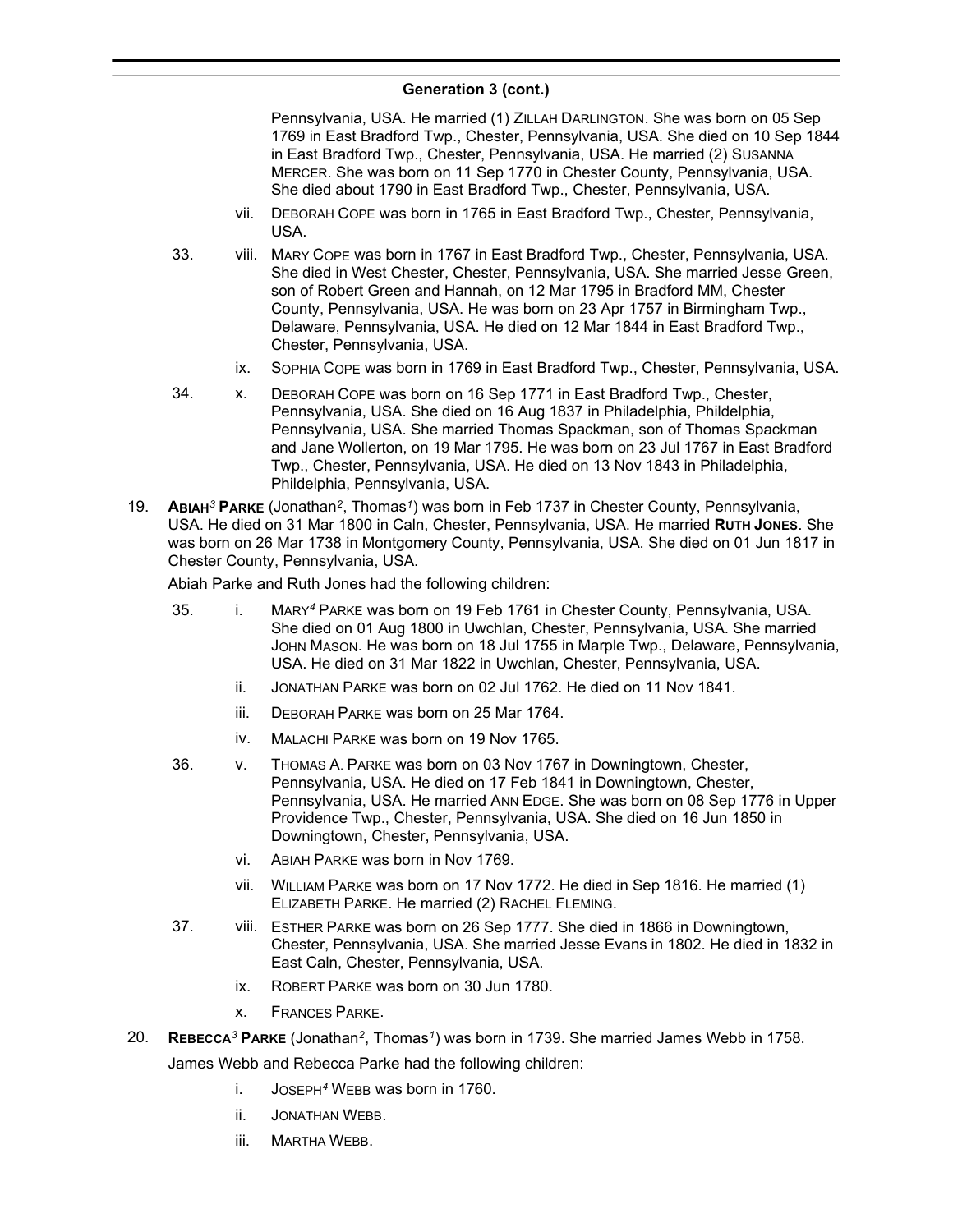## Generation 3 (cont.)

Pennsylvania, USA. He married (1) ZILLAH DARLINGTON. She was born on 05 Sep 1769 in East Bradford Twp., Chester, Pennsylvania, USA. She died on 10 Sep 1844 in East Bradford Twp., Chester, Pennsylvania, USA. He married (2) SUSANNA MERCER. She was born on 11 Sep 1770 in Chester County, Pennsylvania, USA. She died about 1790 in East Bradford Twp., Chester, Pennsylvania, USA.

vii. DEBORAH COPE was born in 1765 in East Bradford Twp., Chester, Pennsylvania, USA.

33. viii. MARY COPE was born in 1767 in East Bradford Twp., Chester, Pennsylvania, USA. She died in West Chester, Chester, Pennsylvania, USA. She married Jesse Green, son of Robert Green and Hannah, on 12 Mar 1795 in Bradford MM, Chester County, Pennsylvania, USA. He was born on 23 Apr 1757 in Birmingham Twp., Delaware, Pennsylvania, USA. He died on 12 Mar 1844 in East Bradford Twp., Chester, Pennsylvania, USA.

ix. SOPHIA COPE was born in 1769 in East Bradford Twp., Chester, Pennsylvania, USA.

34. x. DEBORAH COPE was born on 16 Sep 1771 in East Bradford Twp., Chester, Pennsylvania, USA. She died on 16 Aug 1837 in Philadelphia, Phildelphia, Pennsylvania, USA. She married Thomas Spackman, son of Thomas Spackman and Jane Wollerton, on 19 Mar 1795. He was born on 23 Jul 1767 in East Bradford Twp., Chester, Pennsylvania, USA. He died on 13 Nov 1843 in Philadelphia, Phildelphia, Pennsylvania, USA.

19. **ABIAH*3* PARKE** (Jonathan*2*, Thomas*1*) was born in Feb 1737 in Chester County, Pennsylvania, USA. He died on 31 Mar 1800 in Caln, Chester, Pennsylvania, USA. He married **RUTH JONES**. She was born on 26 Mar 1738 in Montgomery County, Pennsylvania, USA. She died on 01 Jun 1817 in Chester County, Pennsylvania, USA.

Abiah Parke and Ruth Jones had the following children:

35. i. MARY*4* PARKE was born on 19 Feb 1761 in Chester County, Pennsylvania, USA. She died on 01 Aug 1800 in Uwchlan, Chester, Pennsylvania, USA. She married JOHN MASON. He was born on 18 Jul 1755 in Marple Twp., Delaware, Pennsylvania, USA. He died on 31 Mar 1822 in Uwchlan, Chester, Pennsylvania, USA.

ii. JONATHAN PARKE was born on 02 Jul 1762. He died on 11 Nov 1841.

iii. DEBORAH PARKE was born on 25 Mar 1764.

iv. MALACHI PARKE was born on 19 Nov 1765.

36. v. THOMAS A. PARKE was born on 03 Nov 1767 in Downingtown, Chester, Pennsylvania, USA. He died on 17 Feb 1841 in Downingtown, Chester, Pennsylvania, USA. He married ANN EDGE. She was born on 08 Sep 1776 in Upper Providence Twp., Chester, Pennsylvania, USA. She died on 16 Jun 1850 in Downingtown, Chester, Pennsylvania, USA.

vi. ABIAH PARKE was born in Nov 1769.

vii. WILLIAM PARKE was born on 17 Nov 1772. He died in Sep 1816. He married (1) ELIZABETH PARKE. He married (2) RACHEL FLEMING.

37. viii. ESTHER PARKE was born on 26 Sep 1777. She died in 1866 in Downingtown, Chester, Pennsylvania, USA. She married Jesse Evans in 1802. He died in 1832 in East Caln, Chester, Pennsylvania, USA.

ix. ROBERT PARKE was born on 30 Jun 1780.

x. FRANCES PARKE.

20. **REBECCA*3* PARKE** (Jonathan*2*, Thomas*1*) was born in 1739. She married James Webb in 1758.

James Webb and Rebecca Parke had the following children:

i. JOSEPH*4* WEBB was born in 1760.

ii. JONATHAN WEBB.

iii. MARTHA WEBB.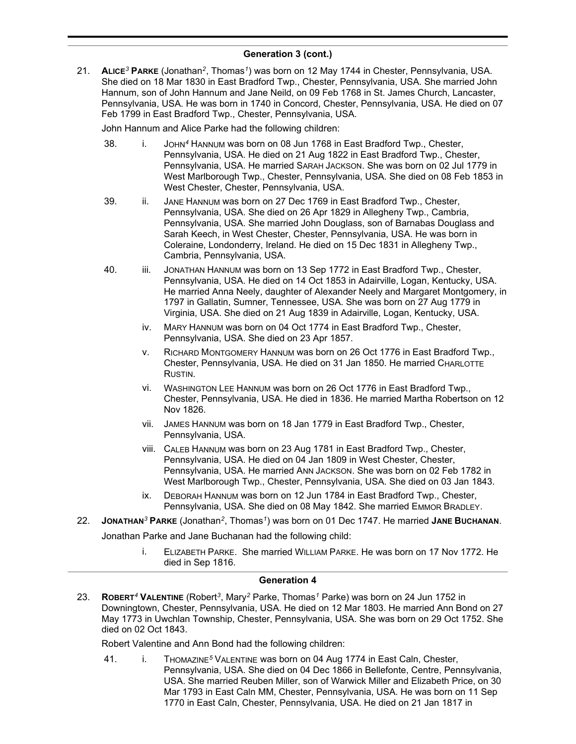## Generation 3 (cont.)

21. **ALICE*3* PARKE** (Jonathan*2*, Thomas*1*) was born on 12 May 1744 in Chester, Pennsylvania, USA. She died on 18 Mar 1830 in East Bradford Twp., Chester, Pennsylvania, USA. She married John Hannum, son of John Hannum and Jane Neild, on 09 Feb 1768 in St. James Church, Lancaster, Pennsylvania, USA. He was born in 1740 in Concord, Chester, Pennsylvania, USA. He died on 07 Feb 1799 in East Bradford Twp., Chester, Pennsylvania, USA.

    John Hannum and Alice Parke had the following children:

    38. i. JOHN*4* HANNUM was born on 08 Jun 1768 in East Bradford Twp., Chester, Pennsylvania, USA. He died on 21 Aug 1822 in East Bradford Twp., Chester, Pennsylvania, USA. He married SARAH JACKSON. She was born on 02 Jul 1779 in West Marlborough Twp., Chester, Pennsylvania, USA. She died on 08 Feb 1853 in West Chester, Chester, Pennsylvania, USA.

    39. ii. JANE HANNUM was born on 27 Dec 1769 in East Bradford Twp., Chester, Pennsylvania, USA. She died on 26 Apr 1829 in Allegheny Twp., Cambria, Pennsylvania, USA. She married John Douglass, son of Barnabas Douglass and Sarah Keech, in West Chester, Chester, Pennsylvania, USA. He was born in Coleraine, Londonderry, Ireland. He died on 15 Dec 1831 in Allegheny Twp., Cambria, Pennsylvania, USA.

    40. iii. JONATHAN HANNUM was born on 13 Sep 1772 in East Bradford Twp., Chester, Pennsylvania, USA. He died on 14 Oct 1853 in Adairville, Logan, Kentucky, USA. He married Anna Neely, daughter of Alexander Neely and Margaret Montgomery, in 1797 in Gallatin, Sumner, Tennessee, USA. She was born on 27 Aug 1779 in Virginia, USA. She died on 21 Aug 1839 in Adairville, Logan, Kentucky, USA.

    iv. MARY HANNUM was born on 04 Oct 1774 in East Bradford Twp., Chester, Pennsylvania, USA. She died on 23 Apr 1857.

    v. RICHARD MONTGOMERY HANNUM was born on 26 Oct 1776 in East Bradford Twp., Chester, Pennsylvania, USA. He died on 31 Jan 1850. He married CHARLOTTE RUSTIN.

    vi. WASHINGTON LEE HANNUM was born on 26 Oct 1776 in East Bradford Twp., Chester, Pennsylvania, USA. He died in 1836. He married Martha Robertson on 12 Nov 1826.

    vii. JAMES HANNUM was born on 18 Jan 1779 in East Bradford Twp., Chester, Pennsylvania, USA.

    viii. CALEB HANNUM was born on 23 Aug 1781 in East Bradford Twp., Chester, Pennsylvania, USA. He died on 04 Jan 1809 in West Chester, Chester, Pennsylvania, USA. He married ANN JACKSON. She was born on 02 Feb 1782 in West Marlborough Twp., Chester, Pennsylvania, USA. She died on 03 Jan 1843.

    ix. DEBORAH HANNUM was born on 12 Jun 1784 in East Bradford Twp., Chester, Pennsylvania, USA. She died on 08 May 1842. She married EMMOR BRADLEY.

22. **JONATHAN*3* PARKE** (Jonathan*2*, Thomas*1*) was born on 01 Dec 1747. He married **JANE BUCHANAN**.

    Jonathan Parke and Jane Buchanan had the following child:

    i. ELIZABETH PARKE. She married WILLIAM PARKE. He was born on 17 Nov 1772. He died in Sep 1816.

## Generation 4

23. **ROBERT*4* VALENTINE** (Robert*3*, Mary*2* Parke, Thomas*1* Parke) was born on 24 Jun 1752 in Downingtown, Chester, Pennsylvania, USA. He died on 12 Mar 1803. He married Ann Bond on 27 May 1773 in Uwchlan Township, Chester, Pennsylvania, USA. She was born on 29 Oct 1752. She died on 02 Oct 1843.

    Robert Valentine and Ann Bond had the following children:

    41. i. THOMAZINE*5* VALENTINE was born on 04 Aug 1774 in East Caln, Chester, Pennsylvania, USA. She died on 04 Dec 1866 in Bellefonte, Centre, Pennsylvania, USA. She married Reuben Miller, son of Warwick Miller and Elizabeth Price, on 30 Mar 1793 in East Caln MM, Chester, Pennsylvania, USA. He was born on 11 Sep 1770 in East Caln, Chester, Pennsylvania, USA. He died on 21 Jan 1817 in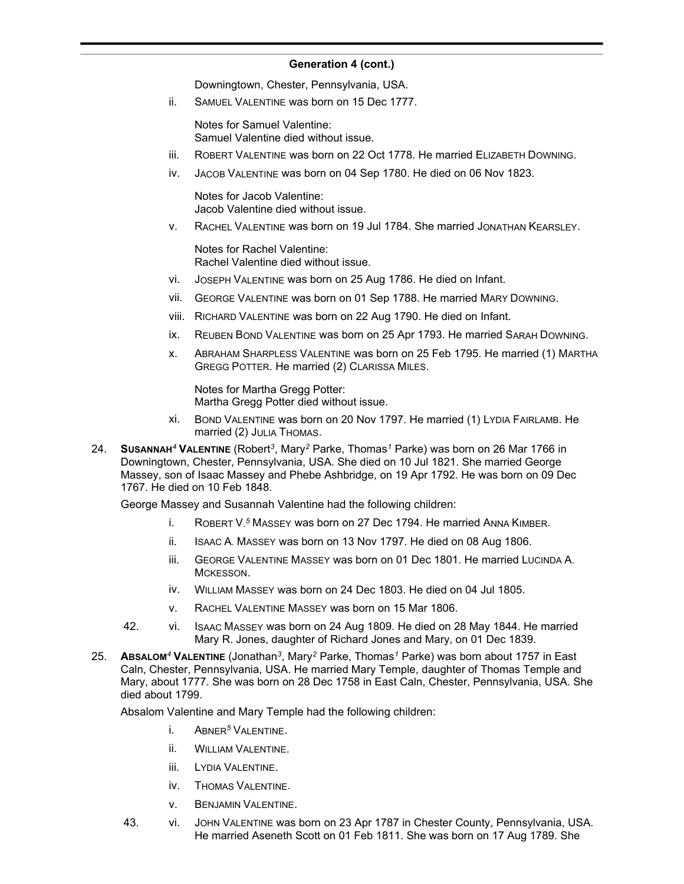## Generation 4 (cont.)

Downingtown, Chester, Pennsylvania, USA.

ii. SAMUEL VALENTINE was born on 15 Dec 1777.

Notes for Samuel Valentine:
Samuel Valentine died without issue.

iii. ROBERT VALENTINE was born on 22 Oct 1778. He married ELIZABETH DOWNING.

iv. JACOB VALENTINE was born on 04 Sep 1780. He died on 06 Nov 1823.

Notes for Jacob Valentine:
Jacob Valentine died without issue.

v. RACHEL VALENTINE was born on 19 Jul 1784. She married JONATHAN KEARSLEY.

Notes for Rachel Valentine:
Rachel Valentine died without issue.

vi. JOSEPH VALENTINE was born on 25 Aug 1786. He died on Infant.

vii. GEORGE VALENTINE was born on 01 Sep 1788. He married MARY DOWNING.

viii. RICHARD VALENTINE was born on 22 Aug 1790. He died on Infant.

ix. REUBEN BOND VALENTINE was born on 25 Apr 1793. He married SARAH DOWNING.

x. ABRAHAM SHARPLESS VALENTINE was born on 25 Feb 1795. He married (1) MARTHA GREGG POTTER. He married (2) CLARISSA MILES.

Notes for Martha Gregg Potter:
Martha Gregg Potter died without issue.

xi. BOND VALENTINE was born on 20 Nov 1797. He married (1) LYDIA FAIRLAMB. He married (2) JULIA THOMAS.

24. **SUSANNAH*4* VALENTINE** (Robert*3*, Mary*2* Parke, Thomas*1* Parke) was born on 26 Mar 1766 in Downingtown, Chester, Pennsylvania, USA. She died on 10 Jul 1821. She married George Massey, son of Isaac Massey and Phebe Ashbridge, on 19 Apr 1792. He was born on 09 Dec 1767. He died on 10 Feb 1848.

George Massey and Susannah Valentine had the following children:

i. ROBERT V.*5* MASSEY was born on 27 Dec 1794. He married ANNA KIMBER.

ii. ISAAC A. MASSEY was born on 13 Nov 1797. He died on 08 Aug 1806.

iii. GEORGE VALENTINE MASSEY was born on 01 Dec 1801. He married LUCINDA A. MCKESSON.

iv. WILLIAM MASSEY was born on 24 Dec 1803. He died on 04 Jul 1805.

v. RACHEL VALENTINE MASSEY was born on 15 Mar 1806.

42. vi. ISAAC MASSEY was born on 24 Aug 1809. He died on 28 May 1844. He married Mary R. Jones, daughter of Richard Jones and Mary, on 01 Dec 1839.

25. **ABSALOM*4* VALENTINE** (Jonathan*3*, Mary*2* Parke, Thomas*1* Parke) was born about 1757 in East Caln, Chester, Pennsylvania, USA. He married Mary Temple, daughter of Thomas Temple and Mary, about 1777. She was born on 28 Dec 1758 in East Caln, Chester, Pennsylvania, USA. She died about 1799.

Absalom Valentine and Mary Temple had the following children:

i. ABNER*5* VALENTINE.

ii. WILLIAM VALENTINE.

iii. LYDIA VALENTINE.

iv. THOMAS VALENTINE.

v. BENJAMIN VALENTINE.

43. vi. JOHN VALENTINE was born on 23 Apr 1787 in Chester County, Pennsylvania, USA. He married Aseneth Scott on 01 Feb 1811. She was born on 17 Aug 1789. She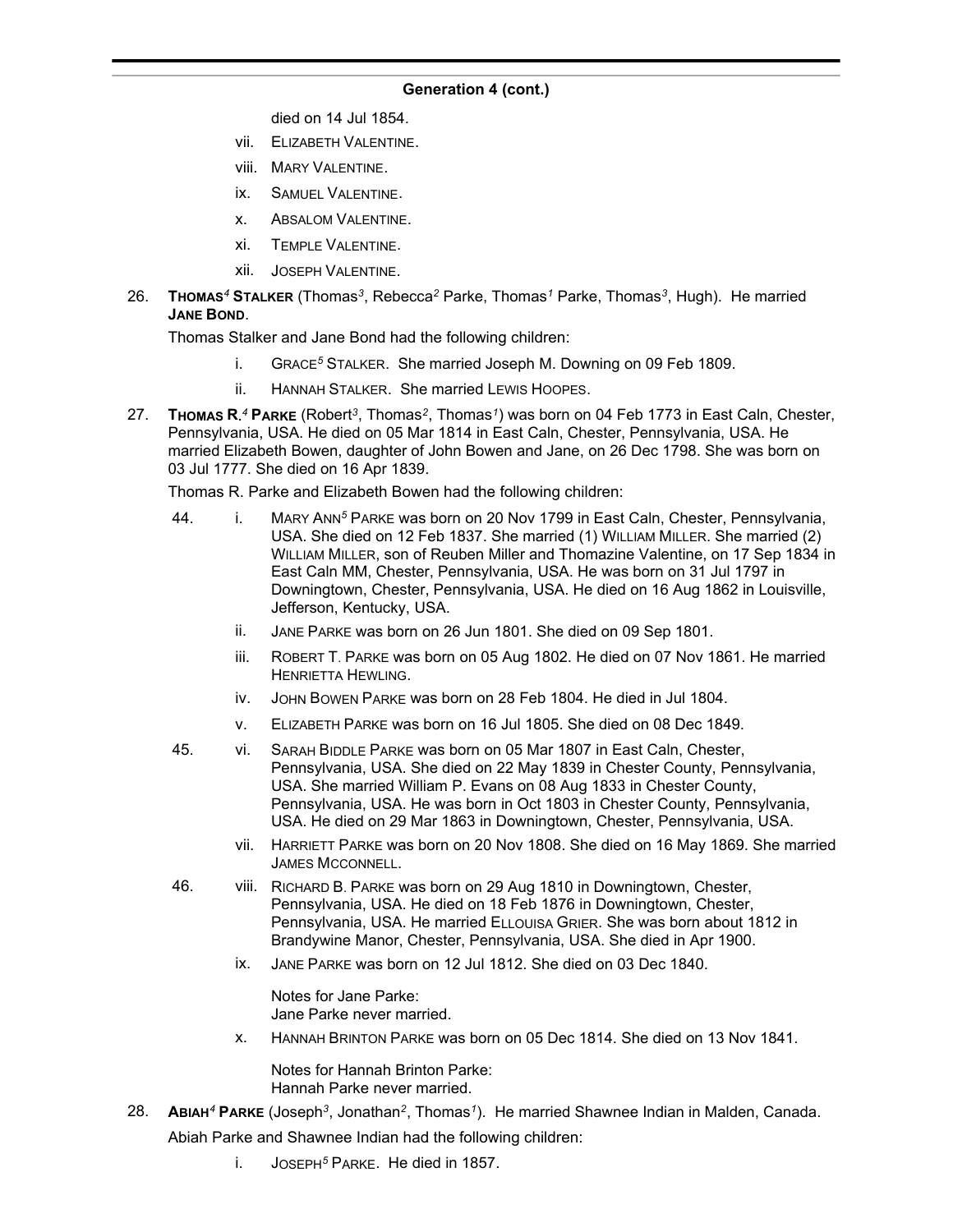## Generation 4 (cont.)

died on 14 Jul 1854.

- vii. ELIZABETH VALENTINE.
- viii. MARY VALENTINE.
- ix. SAMUEL VALENTINE.
- x. ABSALOM VALENTINE.
- xi. TEMPLE VALENTINE.
- xii. JOSEPH VALENTINE.

26. **THOMAS[4] STALKER** (Thomas[3], Rebecca[2] Parke, Thomas[1] Parke, Thomas[3], Hugh). He married **JANE BOND**.

Thomas Stalker and Jane Bond had the following children:

- i. GRACE[5] STALKER. She married Joseph M. Downing on 09 Feb 1809.
- ii. HANNAH STALKER. She married LEWIS HOOPES.

27. **THOMAS R.[4] PARKE** (Robert[3], Thomas[2], Thomas[1]) was born on 04 Feb 1773 in East Caln, Chester, Pennsylvania, USA. He died on 05 Mar 1814 in East Caln, Chester, Pennsylvania, USA. He married Elizabeth Bowen, daughter of John Bowen and Jane, on 26 Dec 1798. She was born on 03 Jul 1777. She died on 16 Apr 1839.

Thomas R. Parke and Elizabeth Bowen had the following children:

- 44. i. MARY ANN[5] PARKE was born on 20 Nov 1799 in East Caln, Chester, Pennsylvania, USA. She died on 12 Feb 1837. She married (1) WILLIAM MILLER. She married (2) WILLIAM MILLER, son of Reuben Miller and Thomazine Valentine, on 17 Sep 1834 in East Caln MM, Chester, Pennsylvania, USA. He was born on 31 Jul 1797 in Downingtown, Chester, Pennsylvania, USA. He died on 16 Aug 1862 in Louisville, Jefferson, Kentucky, USA.
- ii. JANE PARKE was born on 26 Jun 1801. She died on 09 Sep 1801.
- iii. ROBERT T. PARKE was born on 05 Aug 1802. He died on 07 Nov 1861. He married HENRIETTA HEWLING.
- iv. JOHN BOWEN PARKE was born on 28 Feb 1804. He died in Jul 1804.
- v. ELIZABETH PARKE was born on 16 Jul 1805. She died on 08 Dec 1849.
- 45. vi. SARAH BIDDLE PARKE was born on 05 Mar 1807 in East Caln, Chester, Pennsylvania, USA. She died on 22 May 1839 in Chester County, Pennsylvania, USA. She married William P. Evans on 08 Aug 1833 in Chester County, Pennsylvania, USA. He was born in Oct 1803 in Chester County, Pennsylvania, USA. He died on 29 Mar 1863 in Downingtown, Chester, Pennsylvania, USA.
- vii. HARRIETT PARKE was born on 20 Nov 1808. She died on 16 May 1869. She married JAMES MCCONNELL.
- 46. viii. RICHARD B. PARKE was born on 29 Aug 1810 in Downingtown, Chester, Pennsylvania, USA. He died on 18 Feb 1876 in Downingtown, Chester, Pennsylvania, USA. He married ELLOUISA GRIER. She was born about 1812 in Brandywine Manor, Chester, Pennsylvania, USA. She died in Apr 1900.
- ix. JANE PARKE was born on 12 Jul 1812. She died on 03 Dec 1840.

  Notes for Jane Parke:
  Jane Parke never married.
- x. HANNAH BRINTON PARKE was born on 05 Dec 1814. She died on 13 Nov 1841.

  Notes for Hannah Brinton Parke:
  Hannah Parke never married.

28. **ABIAH[4] PARKE** (Joseph[3], Jonathan[2], Thomas[1]). He married Shawnee Indian in Malden, Canada.

Abiah Parke and Shawnee Indian had the following children:

- i. JOSEPH[5] PARKE. He died in 1857.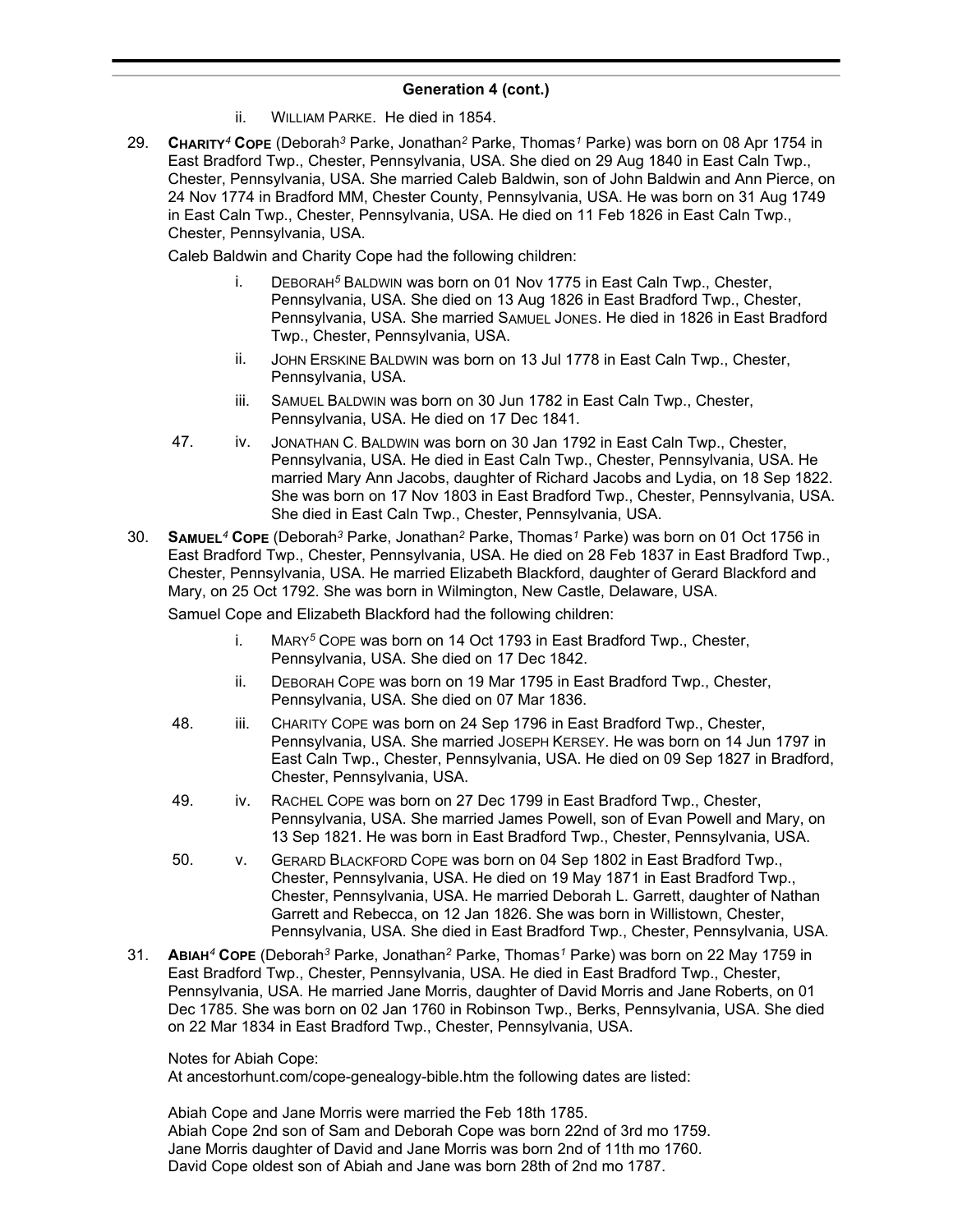## Generation 4 (cont.)

ii. WILLIAM PARKE. He died in 1854.

29. **CHARITY[4] COPE** (Deborah[3] Parke, Jonathan[2] Parke, Thomas[1] Parke) was born on 08 Apr 1754 in East Bradford Twp., Chester, Pennsylvania, USA. She died on 29 Aug 1840 in East Caln Twp., Chester, Pennsylvania, USA. She married Caleb Baldwin, son of John Baldwin and Ann Pierce, on 24 Nov 1774 in Bradford MM, Chester County, Pennsylvania, USA. He was born on 31 Aug 1749 in East Caln Twp., Chester, Pennsylvania, USA. He died on 11 Feb 1826 in East Caln Twp., Chester, Pennsylvania, USA.

Caleb Baldwin and Charity Cope had the following children:

i. DEBORAH[5] BALDWIN was born on 01 Nov 1775 in East Caln Twp., Chester, Pennsylvania, USA. She died on 13 Aug 1826 in East Bradford Twp., Chester, Pennsylvania, USA. She married SAMUEL JONES. He died in 1826 in East Bradford Twp., Chester, Pennsylvania, USA.

ii. JOHN ERSKINE BALDWIN was born on 13 Jul 1778 in East Caln Twp., Chester, Pennsylvania, USA.

iii. SAMUEL BALDWIN was born on 30 Jun 1782 in East Caln Twp., Chester, Pennsylvania, USA. He died on 17 Dec 1841.

47. iv. JONATHAN C. BALDWIN was born on 30 Jan 1792 in East Caln Twp., Chester, Pennsylvania, USA. He died in East Caln Twp., Chester, Pennsylvania, USA. He married Mary Ann Jacobs, daughter of Richard Jacobs and Lydia, on 18 Sep 1822. She was born on 17 Nov 1803 in East Bradford Twp., Chester, Pennsylvania, USA. She died in East Caln Twp., Chester, Pennsylvania, USA.

30. **SAMUEL[4] COPE** (Deborah[3] Parke, Jonathan[2] Parke, Thomas[1] Parke) was born on 01 Oct 1756 in East Bradford Twp., Chester, Pennsylvania, USA. He died on 28 Feb 1837 in East Bradford Twp., Chester, Pennsylvania, USA. He married Elizabeth Blackford, daughter of Gerard Blackford and Mary, on 25 Oct 1792. She was born in Wilmington, New Castle, Delaware, USA.

Samuel Cope and Elizabeth Blackford had the following children:

i. MARY[5] COPE was born on 14 Oct 1793 in East Bradford Twp., Chester, Pennsylvania, USA. She died on 17 Dec 1842.

ii. DEBORAH COPE was born on 19 Mar 1795 in East Bradford Twp., Chester, Pennsylvania, USA. She died on 07 Mar 1836.

48. iii. CHARITY COPE was born on 24 Sep 1796 in East Bradford Twp., Chester, Pennsylvania, USA. She married JOSEPH KERSEY. He was born on 14 Jun 1797 in East Caln Twp., Chester, Pennsylvania, USA. He died on 09 Sep 1827 in Bradford, Chester, Pennsylvania, USA.

49. iv. RACHEL COPE was born on 27 Dec 1799 in East Bradford Twp., Chester, Pennsylvania, USA. She married James Powell, son of Evan Powell and Mary, on 13 Sep 1821. He was born in East Bradford Twp., Chester, Pennsylvania, USA.

50. v. GERARD BLACKFORD COPE was born on 04 Sep 1802 in East Bradford Twp., Chester, Pennsylvania, USA. He died on 19 May 1871 in East Bradford Twp., Chester, Pennsylvania, USA. He married Deborah L. Garrett, daughter of Nathan Garrett and Rebecca, on 12 Jan 1826. She was born in Willistown, Chester, Pennsylvania, USA. She died in East Bradford Twp., Chester, Pennsylvania, USA.

31. **ABIAH[4] COPE** (Deborah[3] Parke, Jonathan[2] Parke, Thomas[1] Parke) was born on 22 May 1759 in East Bradford Twp., Chester, Pennsylvania, USA. He died in East Bradford Twp., Chester, Pennsylvania, USA. He married Jane Morris, daughter of David Morris and Jane Roberts, on 01 Dec 1785. She was born on 02 Jan 1760 in Robinson Twp., Berks, Pennsylvania, USA. She died on 22 Mar 1834 in East Bradford Twp., Chester, Pennsylvania, USA.

Notes for Abiah Cope:
At ancestorhunt.com/cope-genealogy-bible.htm the following dates are listed:

Abiah Cope and Jane Morris were married the Feb 18th 1785.
Abiah Cope 2nd son of Sam and Deborah Cope was born 22nd of 3rd mo 1759.
Jane Morris daughter of David and Jane Morris was born 2nd of 11th mo 1760.
David Cope oldest son of Abiah and Jane was born 28th of 2nd mo 1787.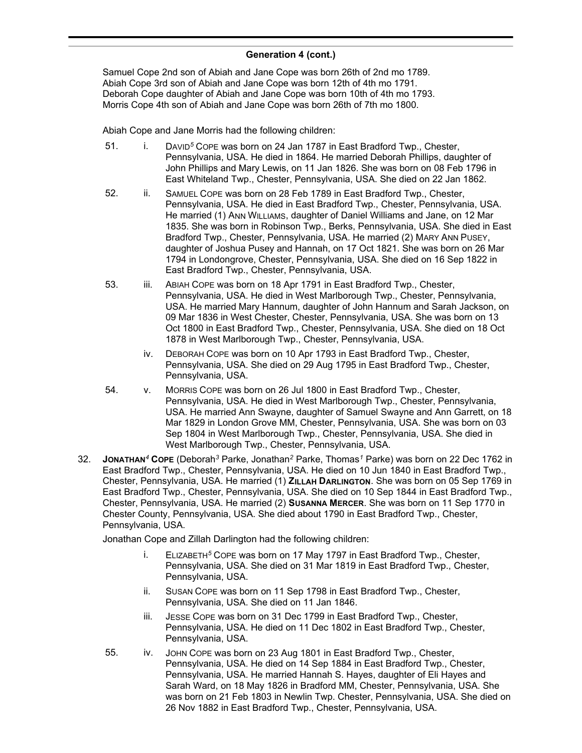### Generation 4 (cont.)

Samuel Cope 2nd son of Abiah and Jane Cope was born 26th of 2nd mo 1789.
Abiah Cope 3rd son of Abiah and Jane Cope was born 12th of 4th mo 1791.
Deborah Cope daughter of Abiah and Jane Cope was born 10th of 4th mo 1793.
Morris Cope 4th son of Abiah and Jane Cope was born 26th of 7th mo 1800.

Abiah Cope and Jane Morris had the following children:

51. i. DAVID[5] COPE was born on 24 Jan 1787 in East Bradford Twp., Chester, Pennsylvania, USA. He died in 1864. He married Deborah Phillips, daughter of John Phillips and Mary Lewis, on 11 Jan 1826. She was born on 08 Feb 1796 in East Whiteland Twp., Chester, Pennsylvania, USA. She died on 22 Jan 1862.

52. ii. SAMUEL COPE was born on 28 Feb 1789 in East Bradford Twp., Chester, Pennsylvania, USA. He died in East Bradford Twp., Chester, Pennsylvania, USA. He married (1) ANN WILLIAMS, daughter of Daniel Williams and Jane, on 12 Mar 1835. She was born in Robinson Twp., Berks, Pennsylvania, USA. She died in East Bradford Twp., Chester, Pennsylvania, USA. He married (2) MARY ANN PUSEY, daughter of Joshua Pusey and Hannah, on 17 Oct 1821. She was born on 26 Mar 1794 in Londongrove, Chester, Pennsylvania, USA. She died on 16 Sep 1822 in East Bradford Twp., Chester, Pennsylvania, USA.

53. iii. ABIAH COPE was born on 18 Apr 1791 in East Bradford Twp., Chester, Pennsylvania, USA. He died in West Marlborough Twp., Chester, Pennsylvania, USA. He married Mary Hannum, daughter of John Hannum and Sarah Jackson, on 09 Mar 1836 in West Chester, Chester, Pennsylvania, USA. She was born on 13 Oct 1800 in East Bradford Twp., Chester, Pennsylvania, USA. She died on 18 Oct 1878 in West Marlborough Twp., Chester, Pennsylvania, USA.

iv. DEBORAH COPE was born on 10 Apr 1793 in East Bradford Twp., Chester, Pennsylvania, USA. She died on 29 Aug 1795 in East Bradford Twp., Chester, Pennsylvania, USA.

54. v. MORRIS COPE was born on 26 Jul 1800 in East Bradford Twp., Chester, Pennsylvania, USA. He died in West Marlborough Twp., Chester, Pennsylvania, USA. He married Ann Swayne, daughter of Samuel Swayne and Ann Garrett, on 18 Mar 1829 in London Grove MM, Chester, Pennsylvania, USA. She was born on 03 Sep 1804 in West Marlborough Twp., Chester, Pennsylvania, USA. She died in West Marlborough Twp., Chester, Pennsylvania, USA.

32. **JONATHAN[4] COPE** (Deborah[3] Parke, Jonathan[2] Parke, Thomas[1] Parke) was born on 22 Dec 1762 in East Bradford Twp., Chester, Pennsylvania, USA. He died on 10 Jun 1840 in East Bradford Twp., Chester, Pennsylvania, USA. He married (1) **ZILLAH DARLINGTON**. She was born on 05 Sep 1769 in East Bradford Twp., Chester, Pennsylvania, USA. She died on 10 Sep 1844 in East Bradford Twp., Chester, Pennsylvania, USA. He married (2) **SUSANNA MERCER**. She was born on 11 Sep 1770 in Chester County, Pennsylvania, USA. She died about 1790 in East Bradford Twp., Chester, Pennsylvania, USA.

Jonathan Cope and Zillah Darlington had the following children:

i. ELIZABETH[5] COPE was born on 17 May 1797 in East Bradford Twp., Chester, Pennsylvania, USA. She died on 31 Mar 1819 in East Bradford Twp., Chester, Pennsylvania, USA.

ii. SUSAN COPE was born on 11 Sep 1798 in East Bradford Twp., Chester, Pennsylvania, USA. She died on 11 Jan 1846.

iii. JESSE COPE was born on 31 Dec 1799 in East Bradford Twp., Chester, Pennsylvania, USA. He died on 11 Dec 1802 in East Bradford Twp., Chester, Pennsylvania, USA.

55. iv. JOHN COPE was born on 23 Aug 1801 in East Bradford Twp., Chester, Pennsylvania, USA. He died on 14 Sep 1884 in East Bradford Twp., Chester, Pennsylvania, USA. He married Hannah S. Hayes, daughter of Eli Hayes and Sarah Ward, on 18 May 1826 in Bradford MM, Chester, Pennsylvania, USA. She was born on 21 Feb 1803 in Newlin Twp. Chester, Pennsylvania, USA. She died on 26 Nov 1882 in East Bradford Twp., Chester, Pennsylvania, USA.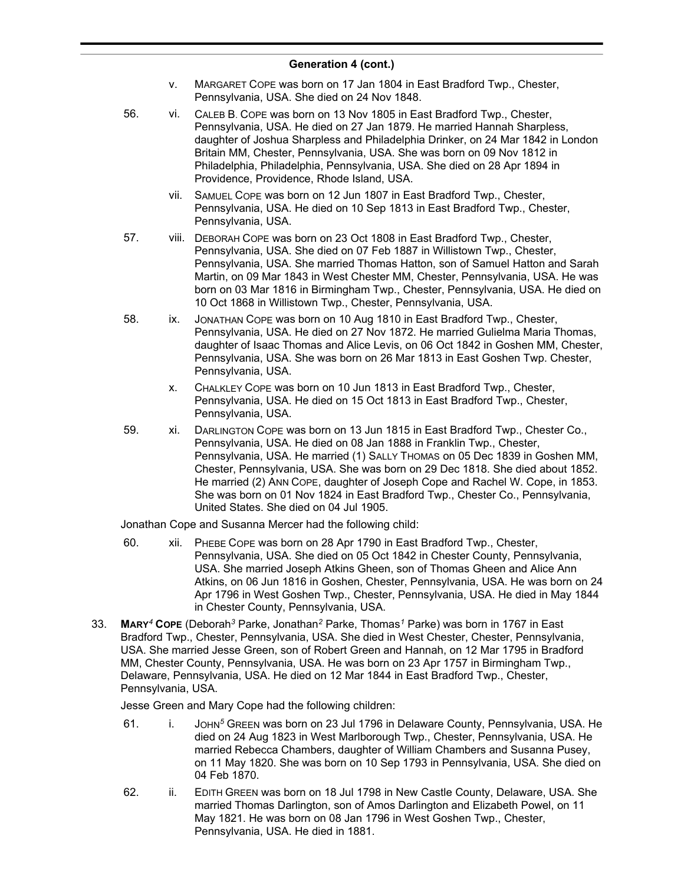## Generation 4 (cont.)

v. MARGARET COPE was born on 17 Jan 1804 in East Bradford Twp., Chester, Pennsylvania, USA. She died on 24 Nov 1848.

56. vi. CALEB B. COPE was born on 13 Nov 1805 in East Bradford Twp., Chester, Pennsylvania, USA. He died on 27 Jan 1879. He married Hannah Sharpless, daughter of Joshua Sharpless and Philadelphia Drinker, on 24 Mar 1842 in London Britain MM, Chester, Pennsylvania, USA. She was born on 09 Nov 1812 in Philadelphia, Philadelphia, Pennsylvania, USA. She died on 28 Apr 1894 in Providence, Providence, Rhode Island, USA.

vii. SAMUEL COPE was born on 12 Jun 1807 in East Bradford Twp., Chester, Pennsylvania, USA. He died on 10 Sep 1813 in East Bradford Twp., Chester, Pennsylvania, USA.

57. viii. DEBORAH COPE was born on 23 Oct 1808 in East Bradford Twp., Chester, Pennsylvania, USA. She died on 07 Feb 1887 in Willistown Twp., Chester, Pennsylvania, USA. She married Thomas Hatton, son of Samuel Hatton and Sarah Martin, on 09 Mar 1843 in West Chester MM, Chester, Pennsylvania, USA. He was born on 03 Mar 1816 in Birmingham Twp., Chester, Pennsylvania, USA. He died on 10 Oct 1868 in Willistown Twp., Chester, Pennsylvania, USA.

58. ix. JONATHAN COPE was born on 10 Aug 1810 in East Bradford Twp., Chester, Pennsylvania, USA. He died on 27 Nov 1872. He married Gulielma Maria Thomas, daughter of Isaac Thomas and Alice Levis, on 06 Oct 1842 in Goshen MM, Chester, Pennsylvania, USA. She was born on 26 Mar 1813 in East Goshen Twp. Chester, Pennsylvania, USA.

x. CHALKLEY COPE was born on 10 Jun 1813 in East Bradford Twp., Chester, Pennsylvania, USA. He died on 15 Oct 1813 in East Bradford Twp., Chester, Pennsylvania, USA.

59. xi. DARLINGTON COPE was born on 13 Jun 1815 in East Bradford Twp., Chester Co., Pennsylvania, USA. He died on 08 Jan 1888 in Franklin Twp., Chester, Pennsylvania, USA. He married (1) SALLY THOMAS on 05 Dec 1839 in Goshen MM, Chester, Pennsylvania, USA. She was born on 29 Dec 1818. She died about 1852. He married (2) ANN COPE, daughter of Joseph Cope and Rachel W. Cope, in 1853. She was born on 01 Nov 1824 in East Bradford Twp., Chester Co., Pennsylvania, United States. She died on 04 Jul 1905.

Jonathan Cope and Susanna Mercer had the following child:

60. xii. PHEBE COPE was born on 28 Apr 1790 in East Bradford Twp., Chester, Pennsylvania, USA. She died on 05 Oct 1842 in Chester County, Pennsylvania, USA. She married Joseph Atkins Gheen, son of Thomas Gheen and Alice Ann Atkins, on 06 Jun 1816 in Goshen, Chester, Pennsylvania, USA. He was born on 24 Apr 1796 in West Goshen Twp., Chester, Pennsylvania, USA. He died in May 1844 in Chester County, Pennsylvania, USA.

33. **MARY*4* COPE** (Deborah*3* Parke, Jonathan*2* Parke, Thomas*1* Parke) was born in 1767 in East Bradford Twp., Chester, Pennsylvania, USA. She died in West Chester, Chester, Pennsylvania, USA. She married Jesse Green, son of Robert Green and Hannah, on 12 Mar 1795 in Bradford MM, Chester County, Pennsylvania, USA. He was born on 23 Apr 1757 in Birmingham Twp., Delaware, Pennsylvania, USA. He died on 12 Mar 1844 in East Bradford Twp., Chester, Pennsylvania, USA.

Jesse Green and Mary Cope had the following children:

61. i. JOHN*5* GREEN was born on 23 Jul 1796 in Delaware County, Pennsylvania, USA. He died on 24 Aug 1823 in West Marlborough Twp., Chester, Pennsylvania, USA. He married Rebecca Chambers, daughter of William Chambers and Susanna Pusey, on 11 May 1820. She was born on 10 Sep 1793 in Pennsylvania, USA. She died on 04 Feb 1870.

62. ii. EDITH GREEN was born on 18 Jul 1798 in New Castle County, Delaware, USA. She married Thomas Darlington, son of Amos Darlington and Elizabeth Powel, on 11 May 1821. He was born on 08 Jan 1796 in West Goshen Twp., Chester, Pennsylvania, USA. He died in 1881.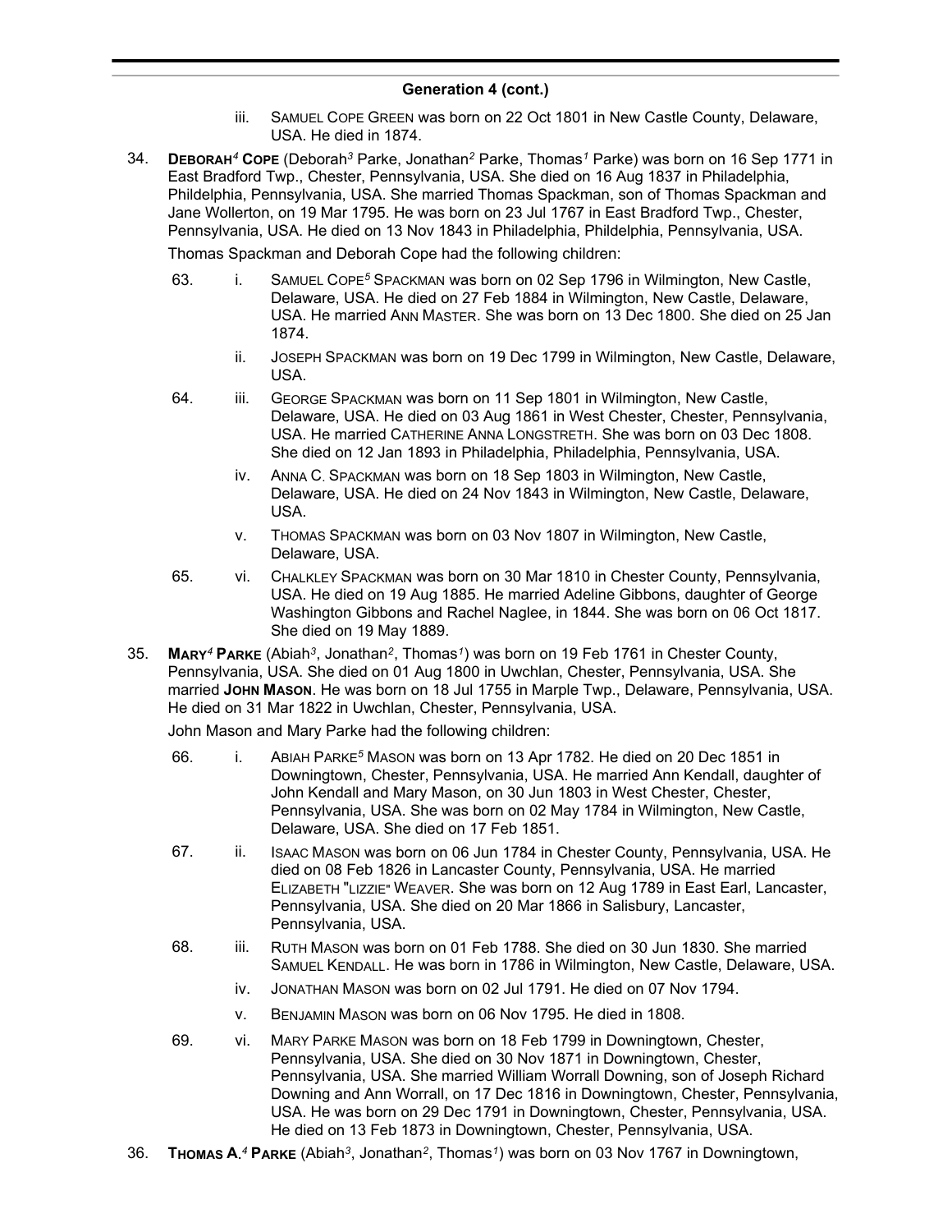## Generation 4 (cont.)

iii. SAMUEL COPE GREEN was born on 22 Oct 1801 in New Castle County, Delaware, USA. He died in 1874.

34. **DEBORAH*4* COPE** (Deborah*3* Parke, Jonathan*2* Parke, Thomas*1* Parke) was born on 16 Sep 1771 in East Bradford Twp., Chester, Pennsylvania, USA. She died on 16 Aug 1837 in Philadelphia, Phildelphia, Pennsylvania, USA. She married Thomas Spackman, son of Thomas Spackman and Jane Wollerton, on 19 Mar 1795. He was born on 23 Jul 1767 in East Bradford Twp., Chester, Pennsylvania, USA. He died on 13 Nov 1843 in Philadelphia, Phildelphia, Pennsylvania, USA.

Thomas Spackman and Deborah Cope had the following children:

63. i. SAMUEL COPE*5* SPACKMAN was born on 02 Sep 1796 in Wilmington, New Castle, Delaware, USA. He died on 27 Feb 1884 in Wilmington, New Castle, Delaware, USA. He married ANN MASTER. She was born on 13 Dec 1800. She died on 25 Jan 1874.

ii. JOSEPH SPACKMAN was born on 19 Dec 1799 in Wilmington, New Castle, Delaware, USA.

64. iii. GEORGE SPACKMAN was born on 11 Sep 1801 in Wilmington, New Castle, Delaware, USA. He died on 03 Aug 1861 in West Chester, Chester, Pennsylvania, USA. He married CATHERINE ANNA LONGSTRETH. She was born on 03 Dec 1808. She died on 12 Jan 1893 in Philadelphia, Philadelphia, Pennsylvania, USA.

iv. ANNA C. SPACKMAN was born on 18 Sep 1803 in Wilmington, New Castle, Delaware, USA. He died on 24 Nov 1843 in Wilmington, New Castle, Delaware, USA.

v. THOMAS SPACKMAN was born on 03 Nov 1807 in Wilmington, New Castle, Delaware, USA.

65. vi. CHALKLEY SPACKMAN was born on 30 Mar 1810 in Chester County, Pennsylvania, USA. He died on 19 Aug 1885. He married Adeline Gibbons, daughter of George Washington Gibbons and Rachel Naglee, in 1844. She was born on 06 Oct 1817. She died on 19 May 1889.

35. **MARY*4* PARKE** (Abiah*3*, Jonathan*2*, Thomas*1*) was born on 19 Feb 1761 in Chester County, Pennsylvania, USA. She died on 01 Aug 1800 in Uwchlan, Chester, Pennsylvania, USA. She married **JOHN MASON**. He was born on 18 Jul 1755 in Marple Twp., Delaware, Pennsylvania, USA. He died on 31 Mar 1822 in Uwchlan, Chester, Pennsylvania, USA.

John Mason and Mary Parke had the following children:

66. i. ABIAH PARKE*5* MASON was born on 13 Apr 1782. He died on 20 Dec 1851 in Downingtown, Chester, Pennsylvania, USA. He married Ann Kendall, daughter of John Kendall and Mary Mason, on 30 Jun 1803 in West Chester, Chester, Pennsylvania, USA. She was born on 02 May 1784 in Wilmington, New Castle, Delaware, USA. She died on 17 Feb 1851.

67. ii. ISAAC MASON was born on 06 Jun 1784 in Chester County, Pennsylvania, USA. He died on 08 Feb 1826 in Lancaster County, Pennsylvania, USA. He married ELIZABETH "LIZZIE" WEAVER. She was born on 12 Aug 1789 in East Earl, Lancaster, Pennsylvania, USA. She died on 20 Mar 1866 in Salisbury, Lancaster, Pennsylvania, USA.

68. iii. RUTH MASON was born on 01 Feb 1788. She died on 30 Jun 1830. She married SAMUEL KENDALL. He was born in 1786 in Wilmington, New Castle, Delaware, USA.

iv. JONATHAN MASON was born on 02 Jul 1791. He died on 07 Nov 1794.

v. BENJAMIN MASON was born on 06 Nov 1795. He died in 1808.

69. vi. MARY PARKE MASON was born on 18 Feb 1799 in Downingtown, Chester, Pennsylvania, USA. She died on 30 Nov 1871 in Downingtown, Chester, Pennsylvania, USA. She married William Worrall Downing, son of Joseph Richard Downing and Ann Worrall, on 17 Dec 1816 in Downingtown, Chester, Pennsylvania, USA. He was born on 29 Dec 1791 in Downingtown, Chester, Pennsylvania, USA. He died on 13 Feb 1873 in Downingtown, Chester, Pennsylvania, USA.

36. **THOMAS A.*4* PARKE** (Abiah*3*, Jonathan*2*, Thomas*1*) was born on 03 Nov 1767 in Downingtown,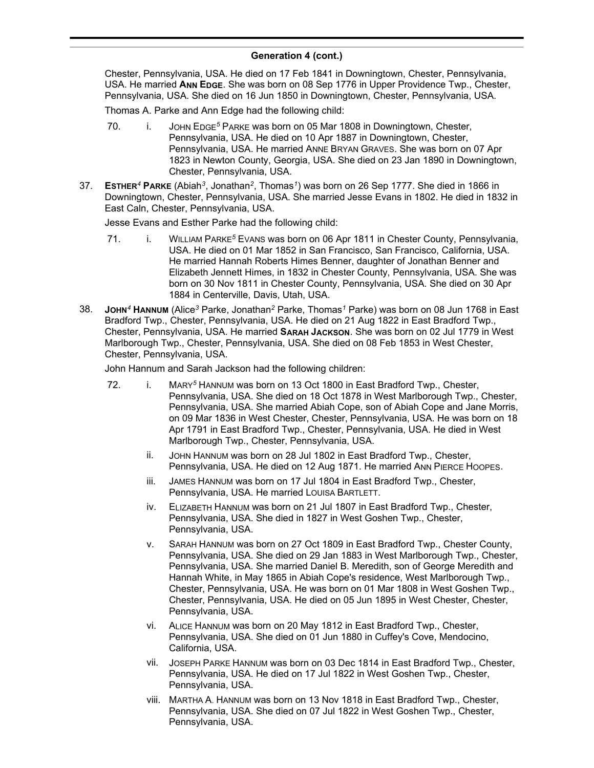## Generation 4 (cont.)

Chester, Pennsylvania, USA. He died on 17 Feb 1841 in Downingtown, Chester, Pennsylvania, USA. He married **Ann Edge**. She was born on 08 Sep 1776 in Upper Providence Twp., Chester, Pennsylvania, USA. She died on 16 Jun 1850 in Downingtown, Chester, Pennsylvania, USA.

Thomas A. Parke and Ann Edge had the following child:

70. i. John Edge*5* Parke was born on 05 Mar 1808 in Downingtown, Chester, Pennsylvania, USA. He died on 10 Apr 1887 in Downingtown, Chester, Pennsylvania, USA. He married Anne Bryan Graves. She was born on 07 Apr 1823 in Newton County, Georgia, USA. She died on 23 Jan 1890 in Downingtown, Chester, Pennsylvania, USA.

37. **Esther*4* Parke** (Abiah*3*, Jonathan*2*, Thomas*1*) was born on 26 Sep 1777. She died in 1866 in Downingtown, Chester, Pennsylvania, USA. She married Jesse Evans in 1802. He died in 1832 in East Caln, Chester, Pennsylvania, USA.

Jesse Evans and Esther Parke had the following child:

71. i. William Parke*5* Evans was born on 06 Apr 1811 in Chester County, Pennsylvania, USA. He died on 01 Mar 1852 in San Francisco, San Francisco, California, USA. He married Hannah Roberts Himes Benner, daughter of Jonathan Benner and Elizabeth Jennett Himes, in 1832 in Chester County, Pennsylvania, USA. She was born on 30 Nov 1811 in Chester County, Pennsylvania, USA. She died on 30 Apr 1884 in Centerville, Davis, Utah, USA.

38. **John*4* Hannum** (Alice*3* Parke, Jonathan*2* Parke, Thomas*1* Parke) was born on 08 Jun 1768 in East Bradford Twp., Chester, Pennsylvania, USA. He died on 21 Aug 1822 in East Bradford Twp., Chester, Pennsylvania, USA. He married **Sarah Jackson**. She was born on 02 Jul 1779 in West Marlborough Twp., Chester, Pennsylvania, USA. She died on 08 Feb 1853 in West Chester, Chester, Pennsylvania, USA.

John Hannum and Sarah Jackson had the following children:

72. i. Mary*5* Hannum was born on 13 Oct 1800 in East Bradford Twp., Chester, Pennsylvania, USA. She died on 18 Oct 1878 in West Marlborough Twp., Chester, Pennsylvania, USA. She married Abiah Cope, son of Abiah Cope and Jane Morris, on 09 Mar 1836 in West Chester, Chester, Pennsylvania, USA. He was born on 18 Apr 1791 in East Bradford Twp., Chester, Pennsylvania, USA. He died in West Marlborough Twp., Chester, Pennsylvania, USA.

ii. John Hannum was born on 28 Jul 1802 in East Bradford Twp., Chester, Pennsylvania, USA. He died on 12 Aug 1871. He married Ann Pierce Hoopes.

iii. James Hannum was born on 17 Jul 1804 in East Bradford Twp., Chester, Pennsylvania, USA. He married Louisa Bartlett.

iv. Elizabeth Hannum was born on 21 Jul 1807 in East Bradford Twp., Chester, Pennsylvania, USA. She died in 1827 in West Goshen Twp., Chester, Pennsylvania, USA.

v. Sarah Hannum was born on 27 Oct 1809 in East Bradford Twp., Chester County, Pennsylvania, USA. She died on 29 Jan 1883 in West Marlborough Twp., Chester, Pennsylvania, USA. She married Daniel B. Meredith, son of George Meredith and Hannah White, in May 1865 in Abiah Cope's residence, West Marlborough Twp., Chester, Pennsylvania, USA. He was born on 01 Mar 1808 in West Goshen Twp., Chester, Pennsylvania, USA. He died on 05 Jun 1895 in West Chester, Chester, Pennsylvania, USA.

vi. Alice Hannum was born on 20 May 1812 in East Bradford Twp., Chester, Pennsylvania, USA. She died on 01 Jun 1880 in Cuffey's Cove, Mendocino, California, USA.

vii. Joseph Parke Hannum was born on 03 Dec 1814 in East Bradford Twp., Chester, Pennsylvania, USA. He died on 17 Jul 1822 in West Goshen Twp., Chester, Pennsylvania, USA.

viii. Martha A. Hannum was born on 13 Nov 1818 in East Bradford Twp., Chester, Pennsylvania, USA. She died on 07 Jul 1822 in West Goshen Twp., Chester, Pennsylvania, USA.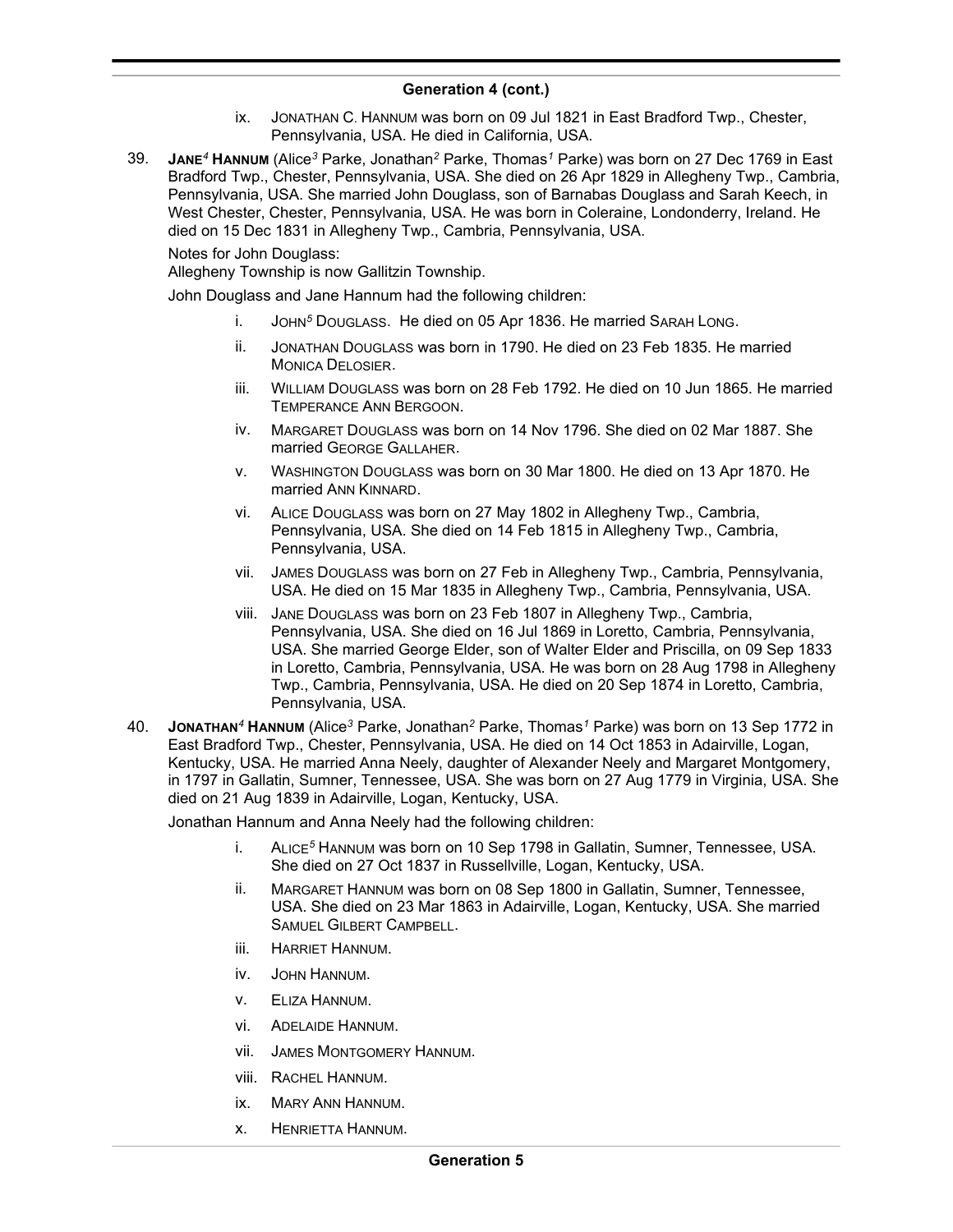## Generation 4 (cont.)

ix. JONATHAN C. HANNUM was born on 09 Jul 1821 in East Bradford Twp., Chester, Pennsylvania, USA. He died in California, USA.

39. **JANE[4] HANNUM** (Alice[3] Parke, Jonathan[2] Parke, Thomas[1] Parke) was born on 27 Dec 1769 in East Bradford Twp., Chester, Pennsylvania, USA. She died on 26 Apr 1829 in Allegheny Twp., Cambria, Pennsylvania, USA. She married John Douglass, son of Barnabas Douglass and Sarah Keech, in West Chester, Chester, Pennsylvania, USA. He was born in Coleraine, Londonderry, Ireland. He died on 15 Dec 1831 in Allegheny Twp., Cambria, Pennsylvania, USA.

Notes for John Douglass:
Allegheny Township is now Gallitzin Township.

John Douglass and Jane Hannum had the following children:

i. JOHN[5] DOUGLASS. He died on 05 Apr 1836. He married SARAH LONG.

ii. JONATHAN DOUGLASS was born in 1790. He died on 23 Feb 1835. He married MONICA DELOSIER.

iii. WILLIAM DOUGLASS was born on 28 Feb 1792. He died on 10 Jun 1865. He married TEMPERANCE ANN BERGOON.

iv. MARGARET DOUGLASS was born on 14 Nov 1796. She died on 02 Mar 1887. She married GEORGE GALLAHER.

v. WASHINGTON DOUGLASS was born on 30 Mar 1800. He died on 13 Apr 1870. He married ANN KINNARD.

vi. ALICE DOUGLASS was born on 27 May 1802 in Allegheny Twp., Cambria, Pennsylvania, USA. She died on 14 Feb 1815 in Allegheny Twp., Cambria, Pennsylvania, USA.

vii. JAMES DOUGLASS was born on 27 Feb in Allegheny Twp., Cambria, Pennsylvania, USA. He died on 15 Mar 1835 in Allegheny Twp., Cambria, Pennsylvania, USA.

viii. JANE DOUGLASS was born on 23 Feb 1807 in Allegheny Twp., Cambria, Pennsylvania, USA. She died on 16 Jul 1869 in Loretto, Cambria, Pennsylvania, USA. She married George Elder, son of Walter Elder and Priscilla, on 09 Sep 1833 in Loretto, Cambria, Pennsylvania, USA. He was born on 28 Aug 1798 in Allegheny Twp., Cambria, Pennsylvania, USA. He died on 20 Sep 1874 in Loretto, Cambria, Pennsylvania, USA.

40. **JONATHAN[4] HANNUM** (Alice[3] Parke, Jonathan[2] Parke, Thomas[1] Parke) was born on 13 Sep 1772 in East Bradford Twp., Chester, Pennsylvania, USA. He died on 14 Oct 1853 in Adairville, Logan, Kentucky, USA. He married Anna Neely, daughter of Alexander Neely and Margaret Montgomery, in 1797 in Gallatin, Sumner, Tennessee, USA. She was born on 27 Aug 1779 in Virginia, USA. She died on 21 Aug 1839 in Adairville, Logan, Kentucky, USA.

Jonathan Hannum and Anna Neely had the following children:

i. ALICE[5] HANNUM was born on 10 Sep 1798 in Gallatin, Sumner, Tennessee, USA. She died on 27 Oct 1837 in Russellville, Logan, Kentucky, USA.

ii. MARGARET HANNUM was born on 08 Sep 1800 in Gallatin, Sumner, Tennessee, USA. She died on 23 Mar 1863 in Adairville, Logan, Kentucky, USA. She married SAMUEL GILBERT CAMPBELL.

iii. HARRIET HANNUM.

iv. JOHN HANNUM.

v. ELIZA HANNUM.

vi. ADELAIDE HANNUM.

vii. JAMES MONTGOMERY HANNUM.

viii. RACHEL HANNUM.

ix. MARY ANN HANNUM.

x. HENRIETTA HANNUM.

## Generation 5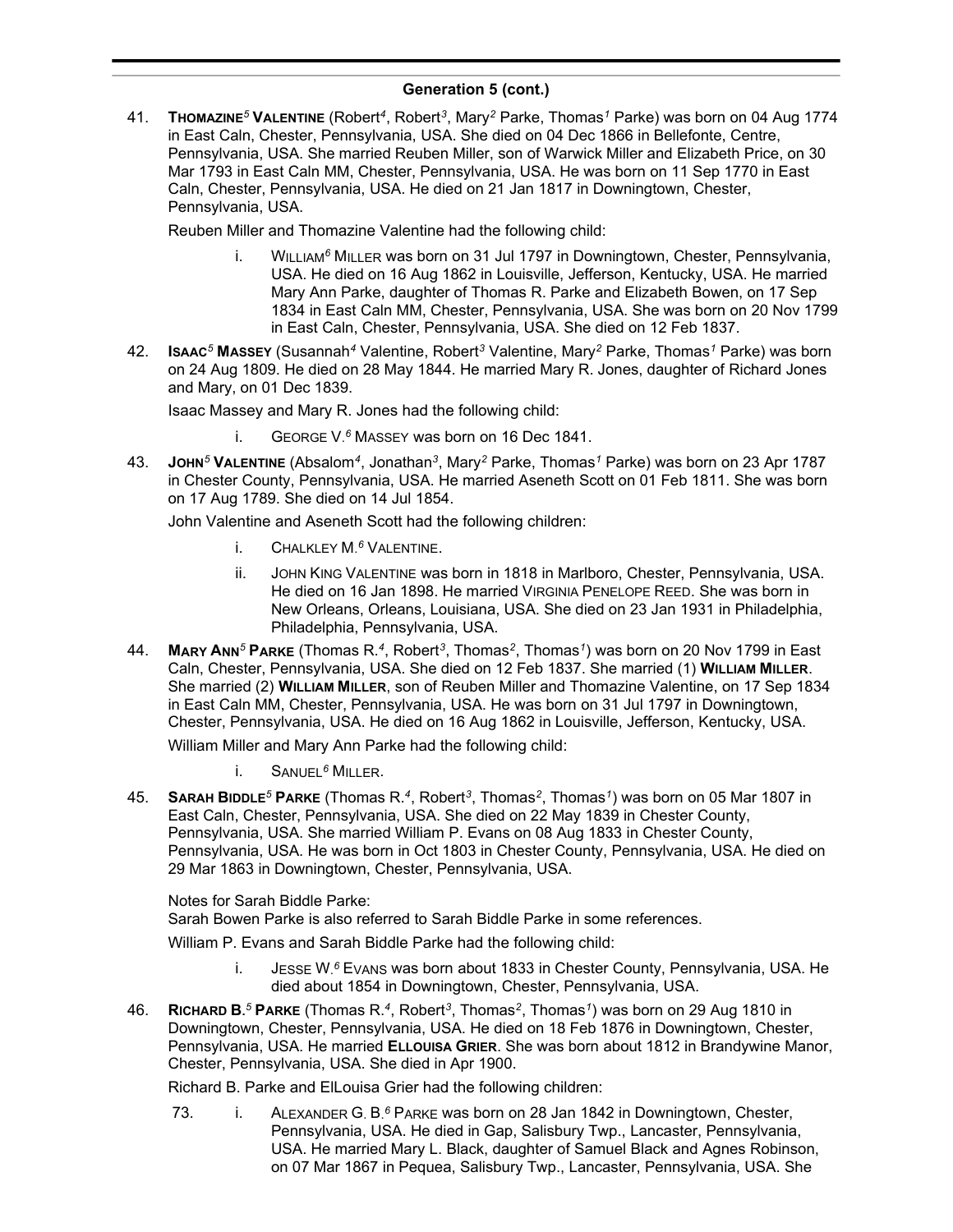## Generation 5 (cont.)

41. **THOMAZINE**[5] **VALENTINE** (Robert[4], Robert[3], Mary[2] Parke, Thomas[1] Parke) was born on 04 Aug 1774 in East Caln, Chester, Pennsylvania, USA. She died on 04 Dec 1866 in Bellefonte, Centre, Pennsylvania, USA. She married Reuben Miller, son of Warwick Miller and Elizabeth Price, on 30 Mar 1793 in East Caln MM, Chester, Pennsylvania, USA. He was born on 11 Sep 1770 in East Caln, Chester, Pennsylvania, USA. He died on 21 Jan 1817 in Downingtown, Chester, Pennsylvania, USA.

    Reuben Miller and Thomazine Valentine had the following child:

    i. WILLIAM[6] MILLER was born on 31 Jul 1797 in Downingtown, Chester, Pennsylvania, USA. He died on 16 Aug 1862 in Louisville, Jefferson, Kentucky, USA. He married Mary Ann Parke, daughter of Thomas R. Parke and Elizabeth Bowen, on 17 Sep 1834 in East Caln MM, Chester, Pennsylvania, USA. She was born on 20 Nov 1799 in East Caln, Chester, Pennsylvania, USA. She died on 12 Feb 1837.

42. **ISAAC**[5] **MASSEY** (Susannah[4] Valentine, Robert[3] Valentine, Mary[2] Parke, Thomas[1] Parke) was born on 24 Aug 1809. He died on 28 May 1844. He married Mary R. Jones, daughter of Richard Jones and Mary, on 01 Dec 1839.

    Isaac Massey and Mary R. Jones had the following child:

    i. GEORGE V.[6] MASSEY was born on 16 Dec 1841.

43. **JOHN**[5] **VALENTINE** (Absalom[4], Jonathan[3], Mary[2] Parke, Thomas[1] Parke) was born on 23 Apr 1787 in Chester County, Pennsylvania, USA. He married Aseneth Scott on 01 Feb 1811. She was born on 17 Aug 1789. She died on 14 Jul 1854.

    John Valentine and Aseneth Scott had the following children:

    i. CHALKLEY M.[6] VALENTINE.

    ii. JOHN KING VALENTINE was born in 1818 in Marlboro, Chester, Pennsylvania, USA. He died on 16 Jan 1898. He married VIRGINIA PENELOPE REED. She was born in New Orleans, Orleans, Louisiana, USA. She died on 23 Jan 1931 in Philadelphia, Philadelphia, Pennsylvania, USA.

44. **MARY ANN**[5] **PARKE** (Thomas R.[4], Robert[3], Thomas[2], Thomas[1]) was born on 20 Nov 1799 in East Caln, Chester, Pennsylvania, USA. She died on 12 Feb 1837. She married (1) **WILLIAM MILLER**. She married (2) **WILLIAM MILLER**, son of Reuben Miller and Thomazine Valentine, on 17 Sep 1834 in East Caln MM, Chester, Pennsylvania, USA. He was born on 31 Jul 1797 in Downingtown, Chester, Pennsylvania, USA. He died on 16 Aug 1862 in Louisville, Jefferson, Kentucky, USA.

    William Miller and Mary Ann Parke had the following child:

    i. SANUEL[6] MILLER.

45. **SARAH BIDDLE**[5] **PARKE** (Thomas R.[4], Robert[3], Thomas[2], Thomas[1]) was born on 05 Mar 1807 in East Caln, Chester, Pennsylvania, USA. She died on 22 May 1839 in Chester County, Pennsylvania, USA. She married William P. Evans on 08 Aug 1833 in Chester County, Pennsylvania, USA. He was born in Oct 1803 in Chester County, Pennsylvania, USA. He died on 29 Mar 1863 in Downingtown, Chester, Pennsylvania, USA.

    Notes for Sarah Biddle Parke:
    Sarah Bowen Parke is also referred to Sarah Biddle Parke in some references.

    William P. Evans and Sarah Biddle Parke had the following child:

    i. JESSE W.[6] EVANS was born about 1833 in Chester County, Pennsylvania, USA. He died about 1854 in Downingtown, Chester, Pennsylvania, USA.

46. **RICHARD B.**[5] **PARKE** (Thomas R.[4], Robert[3], Thomas[2], Thomas[1]) was born on 29 Aug 1810 in Downingtown, Chester, Pennsylvania, USA. He died on 18 Feb 1876 in Downingtown, Chester, Pennsylvania, USA. He married **ELLOUISA GRIER**. She was born about 1812 in Brandywine Manor, Chester, Pennsylvania, USA. She died in Apr 1900.

    Richard B. Parke and ElLouisa Grier had the following children:

    73. i. ALEXANDER G. B.[6] PARKE was born on 28 Jan 1842 in Downingtown, Chester, Pennsylvania, USA. He died in Gap, Salisbury Twp., Lancaster, Pennsylvania, USA. He married Mary L. Black, daughter of Samuel Black and Agnes Robinson, on 07 Mar 1867 in Pequea, Salisbury Twp., Lancaster, Pennsylvania, USA. She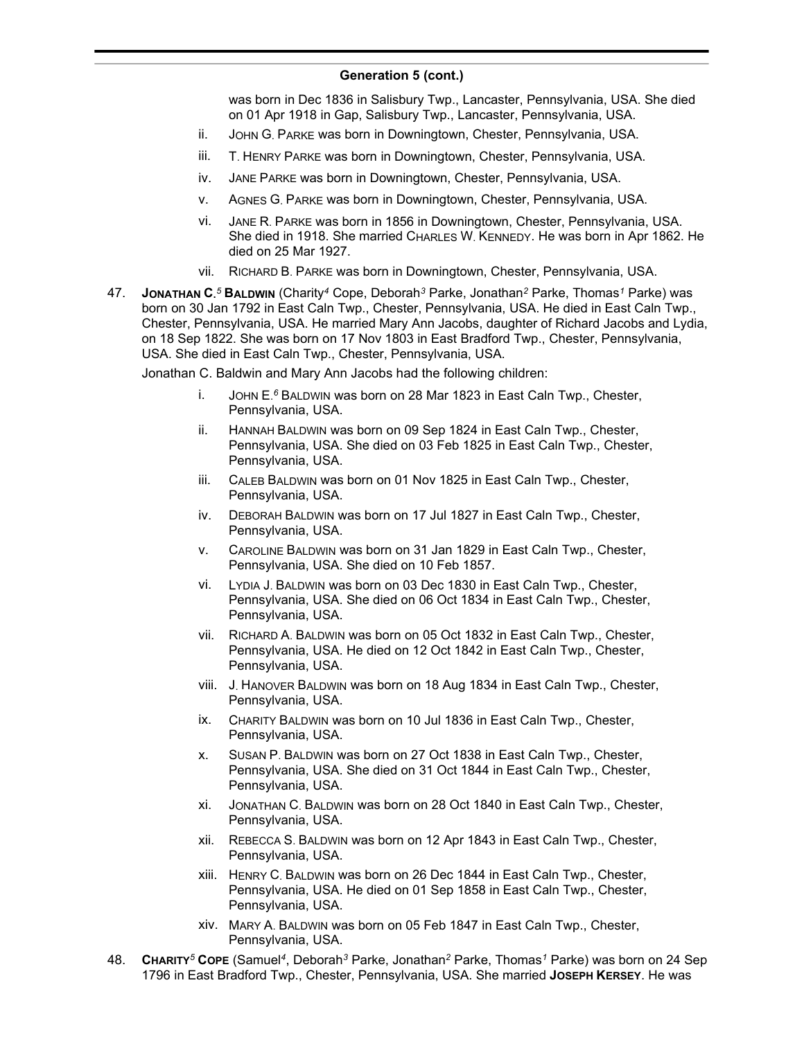## Generation 5 (cont.)

was born in Dec 1836 in Salisbury Twp., Lancaster, Pennsylvania, USA. She died on 01 Apr 1918 in Gap, Salisbury Twp., Lancaster, Pennsylvania, USA.

- ii. John G. Parke was born in Downingtown, Chester, Pennsylvania, USA.
- iii. T. Henry Parke was born in Downingtown, Chester, Pennsylvania, USA.
- iv. Jane Parke was born in Downingtown, Chester, Pennsylvania, USA.
- v. Agnes G. Parke was born in Downingtown, Chester, Pennsylvania, USA.
- vi. Jane R. Parke was born in 1856 in Downingtown, Chester, Pennsylvania, USA. She died in 1918. She married Charles W. Kennedy. He was born in Apr 1862. He died on 25 Mar 1927.
- vii. Richard B. Parke was born in Downingtown, Chester, Pennsylvania, USA.

47. **Jonathan C.**[5] **Baldwin** (Charity[4] Cope, Deborah[3] Parke, Jonathan[2] Parke, Thomas[1] Parke) was born on 30 Jan 1792 in East Caln Twp., Chester, Pennsylvania, USA. He died in East Caln Twp., Chester, Pennsylvania, USA. He married Mary Ann Jacobs, daughter of Richard Jacobs and Lydia, on 18 Sep 1822. She was born on 17 Nov 1803 in East Bradford Twp., Chester, Pennsylvania, USA. She died in East Caln Twp., Chester, Pennsylvania, USA.

Jonathan C. Baldwin and Mary Ann Jacobs had the following children:

- i. John E.[6] Baldwin was born on 28 Mar 1823 in East Caln Twp., Chester, Pennsylvania, USA.
- ii. Hannah Baldwin was born on 09 Sep 1824 in East Caln Twp., Chester, Pennsylvania, USA. She died on 03 Feb 1825 in East Caln Twp., Chester, Pennsylvania, USA.
- iii. Caleb Baldwin was born on 01 Nov 1825 in East Caln Twp., Chester, Pennsylvania, USA.
- iv. Deborah Baldwin was born on 17 Jul 1827 in East Caln Twp., Chester, Pennsylvania, USA.
- v. Caroline Baldwin was born on 31 Jan 1829 in East Caln Twp., Chester, Pennsylvania, USA. She died on 10 Feb 1857.
- vi. Lydia J. Baldwin was born on 03 Dec 1830 in East Caln Twp., Chester, Pennsylvania, USA. She died on 06 Oct 1834 in East Caln Twp., Chester, Pennsylvania, USA.
- vii. Richard A. Baldwin was born on 05 Oct 1832 in East Caln Twp., Chester, Pennsylvania, USA. He died on 12 Oct 1842 in East Caln Twp., Chester, Pennsylvania, USA.
- viii. J. Hanover Baldwin was born on 18 Aug 1834 in East Caln Twp., Chester, Pennsylvania, USA.
- ix. Charity Baldwin was born on 10 Jul 1836 in East Caln Twp., Chester, Pennsylvania, USA.
- x. Susan P. Baldwin was born on 27 Oct 1838 in East Caln Twp., Chester, Pennsylvania, USA. She died on 31 Oct 1844 in East Caln Twp., Chester, Pennsylvania, USA.
- xi. Jonathan C. Baldwin was born on 28 Oct 1840 in East Caln Twp., Chester, Pennsylvania, USA.
- xii. Rebecca S. Baldwin was born on 12 Apr 1843 in East Caln Twp., Chester, Pennsylvania, USA.
- xiii. Henry C. Baldwin was born on 26 Dec 1844 in East Caln Twp., Chester, Pennsylvania, USA. He died on 01 Sep 1858 in East Caln Twp., Chester, Pennsylvania, USA.
- xiv. Mary A. Baldwin was born on 05 Feb 1847 in East Caln Twp., Chester, Pennsylvania, USA.

48. **Charity**[5] **Cope** (Samuel[4], Deborah[3] Parke, Jonathan[2] Parke, Thomas[1] Parke) was born on 24 Sep 1796 in East Bradford Twp., Chester, Pennsylvania, USA. She married **Joseph Kersey**. He was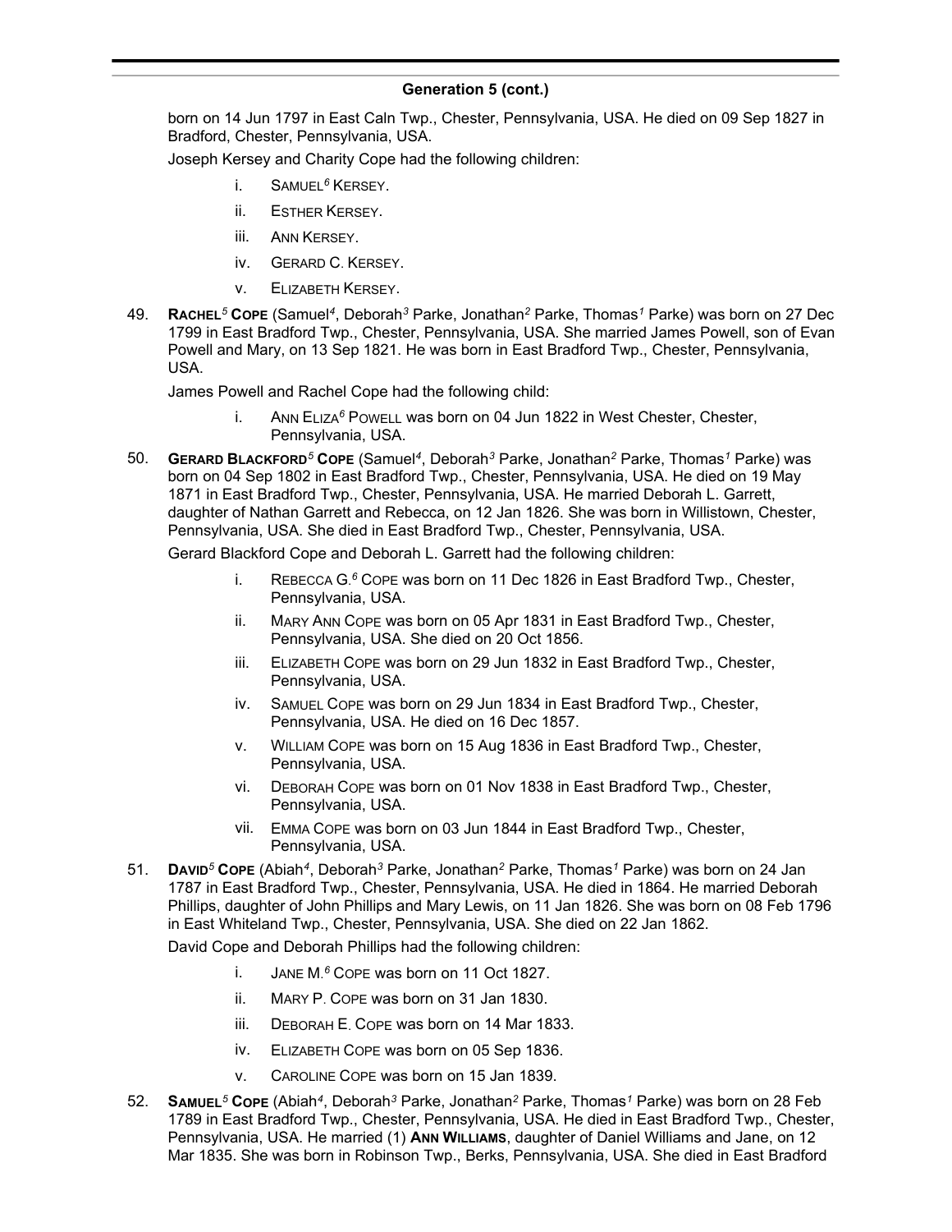## Generation 5 (cont.)

born on 14 Jun 1797 in East Caln Twp., Chester, Pennsylvania, USA. He died on 09 Sep 1827 in Bradford, Chester, Pennsylvania, USA.

Joseph Kersey and Charity Cope had the following children:

- i. SAMUEL[6] KERSEY.
- ii. ESTHER KERSEY.
- iii. ANN KERSEY.
- iv. GERARD C. KERSEY.
- v. ELIZABETH KERSEY.

49. **RACHEL[5] COPE** (Samuel[4], Deborah[3] Parke, Jonathan[2] Parke, Thomas[1] Parke) was born on 27 Dec 1799 in East Bradford Twp., Chester, Pennsylvania, USA. She married James Powell, son of Evan Powell and Mary, on 13 Sep 1821. He was born in East Bradford Twp., Chester, Pennsylvania, USA.

James Powell and Rachel Cope had the following child:

- i. ANN ELIZA[6] POWELL was born on 04 Jun 1822 in West Chester, Chester, Pennsylvania, USA.

50. **GERARD BLACKFORD[5] COPE** (Samuel[4], Deborah[3] Parke, Jonathan[2] Parke, Thomas[1] Parke) was born on 04 Sep 1802 in East Bradford Twp., Chester, Pennsylvania, USA. He died on 19 May 1871 in East Bradford Twp., Chester, Pennsylvania, USA. He married Deborah L. Garrett, daughter of Nathan Garrett and Rebecca, on 12 Jan 1826. She was born in Willistown, Chester, Pennsylvania, USA. She died in East Bradford Twp., Chester, Pennsylvania, USA.

Gerard Blackford Cope and Deborah L. Garrett had the following children:

- i. REBECCA G.[6] COPE was born on 11 Dec 1826 in East Bradford Twp., Chester, Pennsylvania, USA.
- ii. MARY ANN COPE was born on 05 Apr 1831 in East Bradford Twp., Chester, Pennsylvania, USA. She died on 20 Oct 1856.
- iii. ELIZABETH COPE was born on 29 Jun 1832 in East Bradford Twp., Chester, Pennsylvania, USA.
- iv. SAMUEL COPE was born on 29 Jun 1834 in East Bradford Twp., Chester, Pennsylvania, USA. He died on 16 Dec 1857.
- v. WILLIAM COPE was born on 15 Aug 1836 in East Bradford Twp., Chester, Pennsylvania, USA.
- vi. DEBORAH COPE was born on 01 Nov 1838 in East Bradford Twp., Chester, Pennsylvania, USA.
- vii. EMMA COPE was born on 03 Jun 1844 in East Bradford Twp., Chester, Pennsylvania, USA.

51. **DAVID[5] COPE** (Abiah[4], Deborah[3] Parke, Jonathan[2] Parke, Thomas[1] Parke) was born on 24 Jan 1787 in East Bradford Twp., Chester, Pennsylvania, USA. He died in 1864. He married Deborah Phillips, daughter of John Phillips and Mary Lewis, on 11 Jan 1826. She was born on 08 Feb 1796 in East Whiteland Twp., Chester, Pennsylvania, USA. She died on 22 Jan 1862.

David Cope and Deborah Phillips had the following children:

- i. JANE M.[6] COPE was born on 11 Oct 1827.
- ii. MARY P. COPE was born on 31 Jan 1830.
- iii. DEBORAH E. COPE was born on 14 Mar 1833.
- iv. ELIZABETH COPE was born on 05 Sep 1836.
- v. CAROLINE COPE was born on 15 Jan 1839.

52. **SAMUEL[5] COPE** (Abiah[4], Deborah[3] Parke, Jonathan[2] Parke, Thomas[1] Parke) was born on 28 Feb 1789 in East Bradford Twp., Chester, Pennsylvania, USA. He died in East Bradford Twp., Chester, Pennsylvania, USA. He married (1) **ANN WILLIAMS**, daughter of Daniel Williams and Jane, on 12 Mar 1835. She was born in Robinson Twp., Berks, Pennsylvania, USA. She died in East Bradford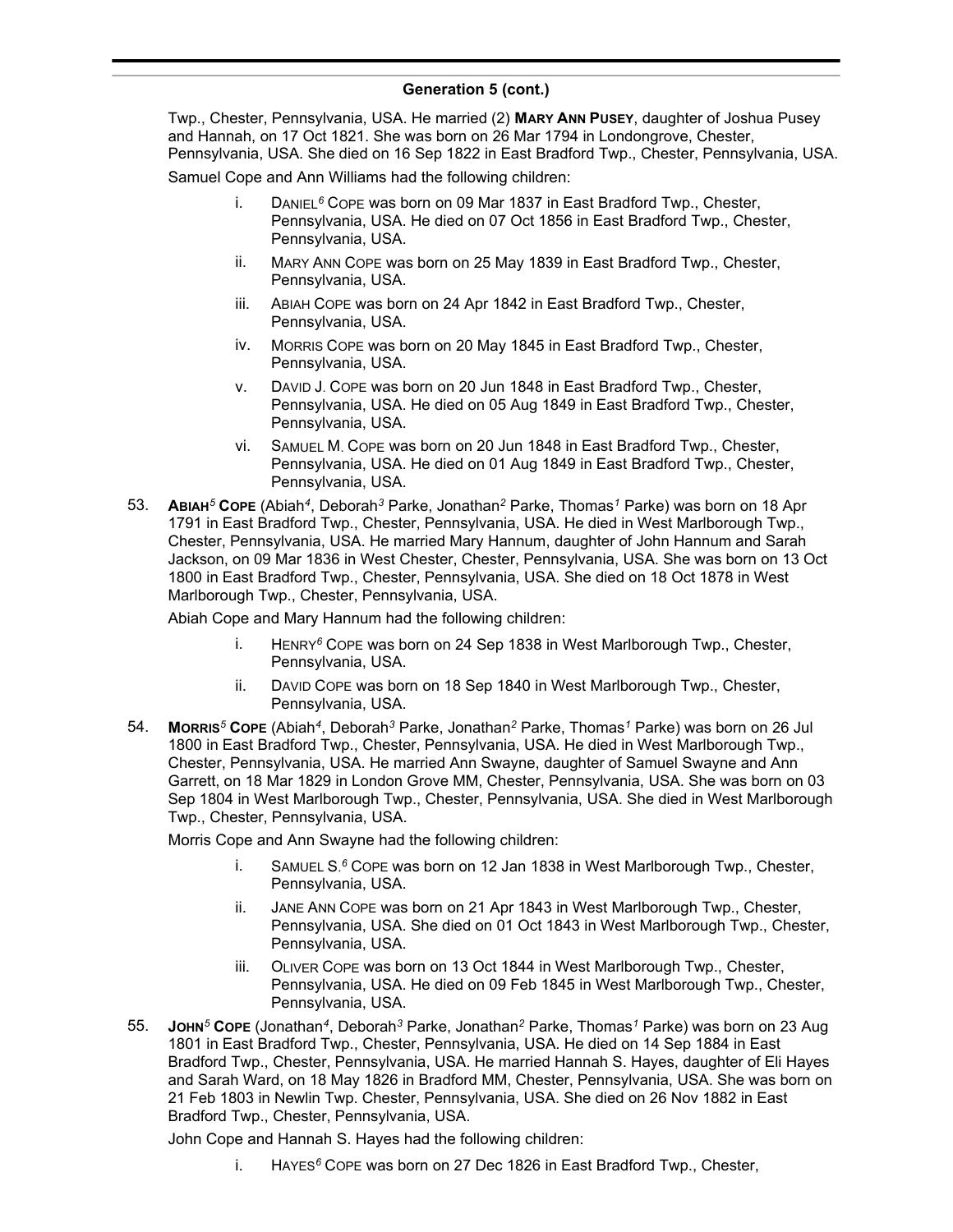## Generation 5 (cont.)

Twp., Chester, Pennsylvania, USA. He married (2) **Mary Ann Pusey**, daughter of Joshua Pusey and Hannah, on 17 Oct 1821. She was born on 26 Mar 1794 in Londongrove, Chester, Pennsylvania, USA. She died on 16 Sep 1822 in East Bradford Twp., Chester, Pennsylvania, USA.

Samuel Cope and Ann Williams had the following children:

- i. Daniel[6] Cope was born on 09 Mar 1837 in East Bradford Twp., Chester, Pennsylvania, USA. He died on 07 Oct 1856 in East Bradford Twp., Chester, Pennsylvania, USA.
- ii. Mary Ann Cope was born on 25 May 1839 in East Bradford Twp., Chester, Pennsylvania, USA.
- iii. Abiah Cope was born on 24 Apr 1842 in East Bradford Twp., Chester, Pennsylvania, USA.
- iv. Morris Cope was born on 20 May 1845 in East Bradford Twp., Chester, Pennsylvania, USA.
- v. David J. Cope was born on 20 Jun 1848 in East Bradford Twp., Chester, Pennsylvania, USA. He died on 05 Aug 1849 in East Bradford Twp., Chester, Pennsylvania, USA.
- vi. Samuel M. Cope was born on 20 Jun 1848 in East Bradford Twp., Chester, Pennsylvania, USA. He died on 01 Aug 1849 in East Bradford Twp., Chester, Pennsylvania, USA.

53. **Abiah[5] Cope** (Abiah[4], Deborah[3] Parke, Jonathan[2] Parke, Thomas[1] Parke) was born on 18 Apr 1791 in East Bradford Twp., Chester, Pennsylvania, USA. He died in West Marlborough Twp., Chester, Pennsylvania, USA. He married Mary Hannum, daughter of John Hannum and Sarah Jackson, on 09 Mar 1836 in West Chester, Chester, Pennsylvania, USA. She was born on 13 Oct 1800 in East Bradford Twp., Chester, Pennsylvania, USA. She died on 18 Oct 1878 in West Marlborough Twp., Chester, Pennsylvania, USA.

   Abiah Cope and Mary Hannum had the following children:

   - i. Henry[6] Cope was born on 24 Sep 1838 in West Marlborough Twp., Chester, Pennsylvania, USA.
   - ii. David Cope was born on 18 Sep 1840 in West Marlborough Twp., Chester, Pennsylvania, USA.

54. **Morris[5] Cope** (Abiah[4], Deborah[3] Parke, Jonathan[2] Parke, Thomas[1] Parke) was born on 26 Jul 1800 in East Bradford Twp., Chester, Pennsylvania, USA. He died in West Marlborough Twp., Chester, Pennsylvania, USA. He married Ann Swayne, daughter of Samuel Swayne and Ann Garrett, on 18 Mar 1829 in London Grove MM, Chester, Pennsylvania, USA. She was born on 03 Sep 1804 in West Marlborough Twp., Chester, Pennsylvania, USA. She died in West Marlborough Twp., Chester, Pennsylvania, USA.

   Morris Cope and Ann Swayne had the following children:

   - i. Samuel S.[6] Cope was born on 12 Jan 1838 in West Marlborough Twp., Chester, Pennsylvania, USA.
   - ii. Jane Ann Cope was born on 21 Apr 1843 in West Marlborough Twp., Chester, Pennsylvania, USA. She died on 01 Oct 1843 in West Marlborough Twp., Chester, Pennsylvania, USA.
   - iii. Oliver Cope was born on 13 Oct 1844 in West Marlborough Twp., Chester, Pennsylvania, USA. He died on 09 Feb 1845 in West Marlborough Twp., Chester, Pennsylvania, USA.

55. **John[5] Cope** (Jonathan[4], Deborah[3] Parke, Jonathan[2] Parke, Thomas[1] Parke) was born on 23 Aug 1801 in East Bradford Twp., Chester, Pennsylvania, USA. He died on 14 Sep 1884 in East Bradford Twp., Chester, Pennsylvania, USA. He married Hannah S. Hayes, daughter of Eli Hayes and Sarah Ward, on 18 May 1826 in Bradford MM, Chester, Pennsylvania, USA. She was born on 21 Feb 1803 in Newlin Twp. Chester, Pennsylvania, USA. She died on 26 Nov 1882 in East Bradford Twp., Chester, Pennsylvania, USA.

   John Cope and Hannah S. Hayes had the following children:

   - i. Hayes[6] Cope was born on 27 Dec 1826 in East Bradford Twp., Chester,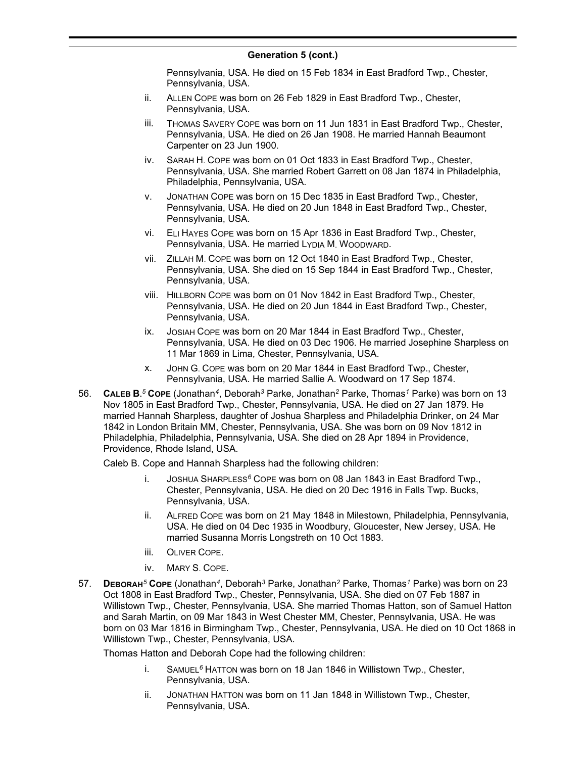## Generation 5 (cont.)

Pennsylvania, USA. He died on 15 Feb 1834 in East Bradford Twp., Chester, Pennsylvania, USA.

- ii. ALLEN COPE was born on 26 Feb 1829 in East Bradford Twp., Chester, Pennsylvania, USA.
- iii. THOMAS SAVERY COPE was born on 11 Jun 1831 in East Bradford Twp., Chester, Pennsylvania, USA. He died on 26 Jan 1908. He married Hannah Beaumont Carpenter on 23 Jun 1900.
- iv. SARAH H. COPE was born on 01 Oct 1833 in East Bradford Twp., Chester, Pennsylvania, USA. She married Robert Garrett on 08 Jan 1874 in Philadelphia, Philadelphia, Pennsylvania, USA.
- v. JONATHAN COPE was born on 15 Dec 1835 in East Bradford Twp., Chester, Pennsylvania, USA. He died on 20 Jun 1848 in East Bradford Twp., Chester, Pennsylvania, USA.
- vi. ELI HAYES COPE was born on 15 Apr 1836 in East Bradford Twp., Chester, Pennsylvania, USA. He married LYDIA M. WOODWARD.
- vii. ZILLAH M. COPE was born on 12 Oct 1840 in East Bradford Twp., Chester, Pennsylvania, USA. She died on 15 Sep 1844 in East Bradford Twp., Chester, Pennsylvania, USA.
- viii. HILLBORN COPE was born on 01 Nov 1842 in East Bradford Twp., Chester, Pennsylvania, USA. He died on 20 Jun 1844 in East Bradford Twp., Chester, Pennsylvania, USA.
- ix. JOSIAH COPE was born on 20 Mar 1844 in East Bradford Twp., Chester, Pennsylvania, USA. He died on 03 Dec 1906. He married Josephine Sharpless on 11 Mar 1869 in Lima, Chester, Pennsylvania, USA.
- x. JOHN G. COPE was born on 20 Mar 1844 in East Bradford Twp., Chester, Pennsylvania, USA. He married Sallie A. Woodward on 17 Sep 1874.

56. **CALEB B.[5] COPE** (Jonathan[4], Deborah[3] Parke, Jonathan[2] Parke, Thomas[1] Parke) was born on 13 Nov 1805 in East Bradford Twp., Chester, Pennsylvania, USA. He died on 27 Jan 1879. He married Hannah Sharpless, daughter of Joshua Sharpless and Philadelphia Drinker, on 24 Mar 1842 in London Britain MM, Chester, Pennsylvania, USA. She was born on 09 Nov 1812 in Philadelphia, Philadelphia, Pennsylvania, USA. She died on 28 Apr 1894 in Providence, Providence, Rhode Island, USA.

    Caleb B. Cope and Hannah Sharpless had the following children:

    - i. JOSHUA SHARPLESS[6] COPE was born on 08 Jan 1843 in East Bradford Twp., Chester, Pennsylvania, USA. He died on 20 Dec 1916 in Falls Twp. Bucks, Pennsylvania, USA.
    - ii. ALFRED COPE was born on 21 May 1848 in Milestown, Philadelphia, Pennsylvania, USA. He died on 04 Dec 1935 in Woodbury, Gloucester, New Jersey, USA. He married Susanna Morris Longstreth on 10 Oct 1883.
    - iii. OLIVER COPE.
    - iv. MARY S. COPE.

57. **DEBORAH[5] COPE** (Jonathan[4], Deborah[3] Parke, Jonathan[2] Parke, Thomas[1] Parke) was born on 23 Oct 1808 in East Bradford Twp., Chester, Pennsylvania, USA. She died on 07 Feb 1887 in Willistown Twp., Chester, Pennsylvania, USA. She married Thomas Hatton, son of Samuel Hatton and Sarah Martin, on 09 Mar 1843 in West Chester MM, Chester, Pennsylvania, USA. He was born on 03 Mar 1816 in Birmingham Twp., Chester, Pennsylvania, USA. He died on 10 Oct 1868 in Willistown Twp., Chester, Pennsylvania, USA.

    Thomas Hatton and Deborah Cope had the following children:

    - i. SAMUEL[6] HATTON was born on 18 Jan 1846 in Willistown Twp., Chester, Pennsylvania, USA.
    - ii. JONATHAN HATTON was born on 11 Jan 1848 in Willistown Twp., Chester, Pennsylvania, USA.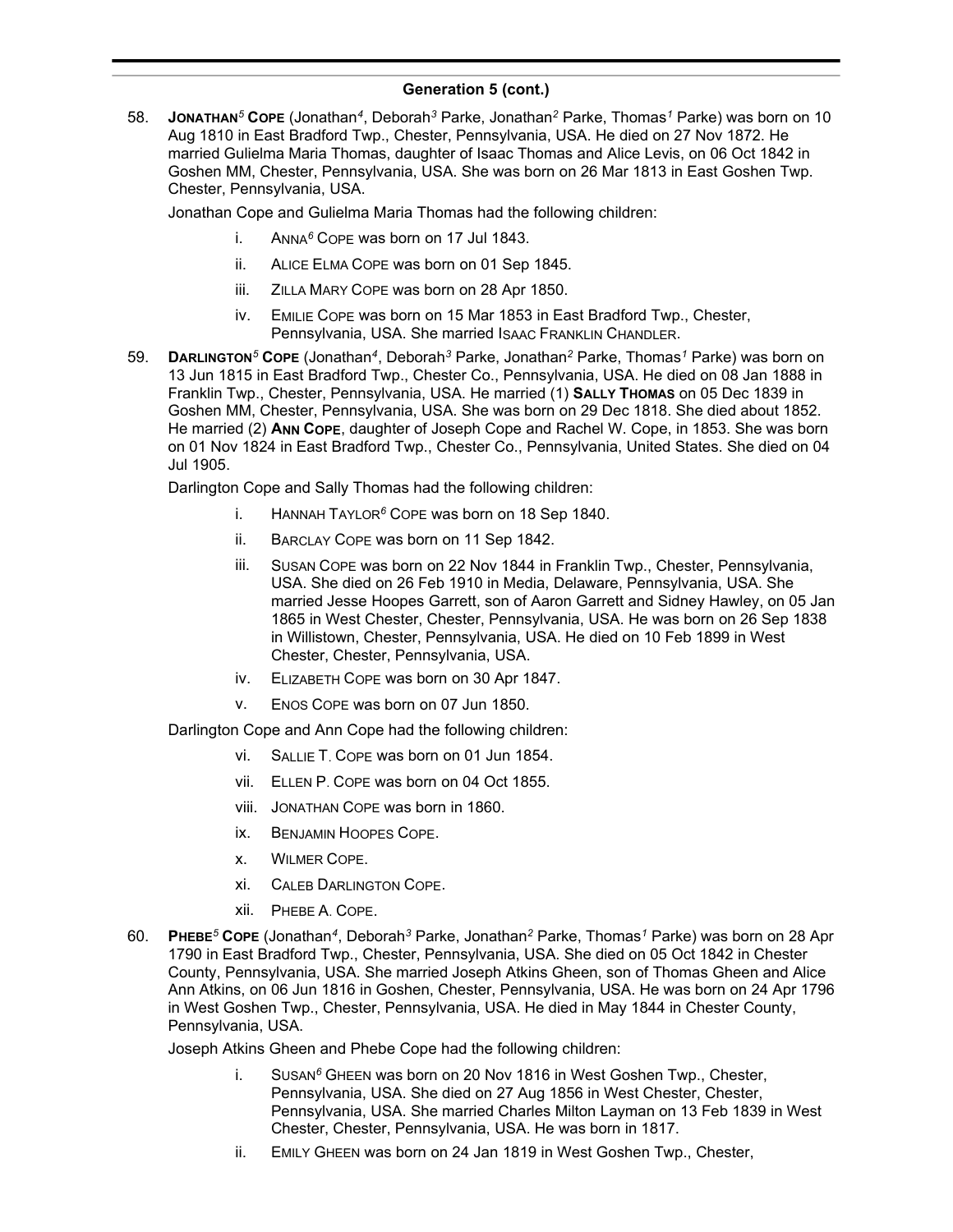## Generation 5 (cont.)

58. **Jonathan**[5] **Cope** (Jonathan[4], Deborah[3] Parke, Jonathan[2] Parke, Thomas[1] Parke) was born on 10 Aug 1810 in East Bradford Twp., Chester, Pennsylvania, USA. He died on 27 Nov 1872. He married Gulielma Maria Thomas, daughter of Isaac Thomas and Alice Levis, on 06 Oct 1842 in Goshen MM, Chester, Pennsylvania, USA. She was born on 26 Mar 1813 in East Goshen Twp. Chester, Pennsylvania, USA.

   Jonathan Cope and Gulielma Maria Thomas had the following children:

   i. Anna[6] Cope was born on 17 Jul 1843.
   
   ii. Alice Elma Cope was born on 01 Sep 1845.
   
   iii. Zilla Mary Cope was born on 28 Apr 1850.
   
   iv. Emilie Cope was born on 15 Mar 1853 in East Bradford Twp., Chester, Pennsylvania, USA. She married Isaac Franklin Chandler.

59. **Darlington**[5] **Cope** (Jonathan[4], Deborah[3] Parke, Jonathan[2] Parke, Thomas[1] Parke) was born on 13 Jun 1815 in East Bradford Twp., Chester Co., Pennsylvania, USA. He died on 08 Jan 1888 in Franklin Twp., Chester, Pennsylvania, USA. He married (1) **Sally Thomas** on 05 Dec 1839 in Goshen MM, Chester, Pennsylvania, USA. She was born on 29 Dec 1818. She died about 1852. He married (2) **Ann Cope**, daughter of Joseph Cope and Rachel W. Cope, in 1853. She was born on 01 Nov 1824 in East Bradford Twp., Chester Co., Pennsylvania, United States. She died on 04 Jul 1905.

   Darlington Cope and Sally Thomas had the following children:

   i. Hannah Taylor[6] Cope was born on 18 Sep 1840.
   
   ii. Barclay Cope was born on 11 Sep 1842.
   
   iii. Susan Cope was born on 22 Nov 1844 in Franklin Twp., Chester, Pennsylvania, USA. She died on 26 Feb 1910 in Media, Delaware, Pennsylvania, USA. She married Jesse Hoopes Garrett, son of Aaron Garrett and Sidney Hawley, on 05 Jan 1865 in West Chester, Chester, Pennsylvania, USA. He was born on 26 Sep 1838 in Willistown, Chester, Pennsylvania, USA. He died on 10 Feb 1899 in West Chester, Chester, Pennsylvania, USA.
   
   iv. Elizabeth Cope was born on 30 Apr 1847.
   
   v. Enos Cope was born on 07 Jun 1850.

   Darlington Cope and Ann Cope had the following children:

   vi. Sallie T. Cope was born on 01 Jun 1854.
   
   vii. Ellen P. Cope was born on 04 Oct 1855.
   
   viii. Jonathan Cope was born in 1860.
   
   ix. Benjamin Hoopes Cope.
   
   x. Wilmer Cope.
   
   xi. Caleb Darlington Cope.
   
   xii. Phebe A. Cope.

60. **Phebe**[5] **Cope** (Jonathan[4], Deborah[3] Parke, Jonathan[2] Parke, Thomas[1] Parke) was born on 28 Apr 1790 in East Bradford Twp., Chester, Pennsylvania, USA. She died on 05 Oct 1842 in Chester County, Pennsylvania, USA. She married Joseph Atkins Gheen, son of Thomas Gheen and Alice Ann Atkins, on 06 Jun 1816 in Goshen, Chester, Pennsylvania, USA. He was born on 24 Apr 1796 in West Goshen Twp., Chester, Pennsylvania, USA. He died in May 1844 in Chester County, Pennsylvania, USA.

   Joseph Atkins Gheen and Phebe Cope had the following children:

   i. Susan[6] Gheen was born on 20 Nov 1816 in West Goshen Twp., Chester, Pennsylvania, USA. She died on 27 Aug 1856 in West Chester, Chester, Pennsylvania, USA. She married Charles Milton Layman on 13 Feb 1839 in West Chester, Chester, Pennsylvania, USA. He was born in 1817.
   
   ii. Emily Gheen was born on 24 Jan 1819 in West Goshen Twp., Chester,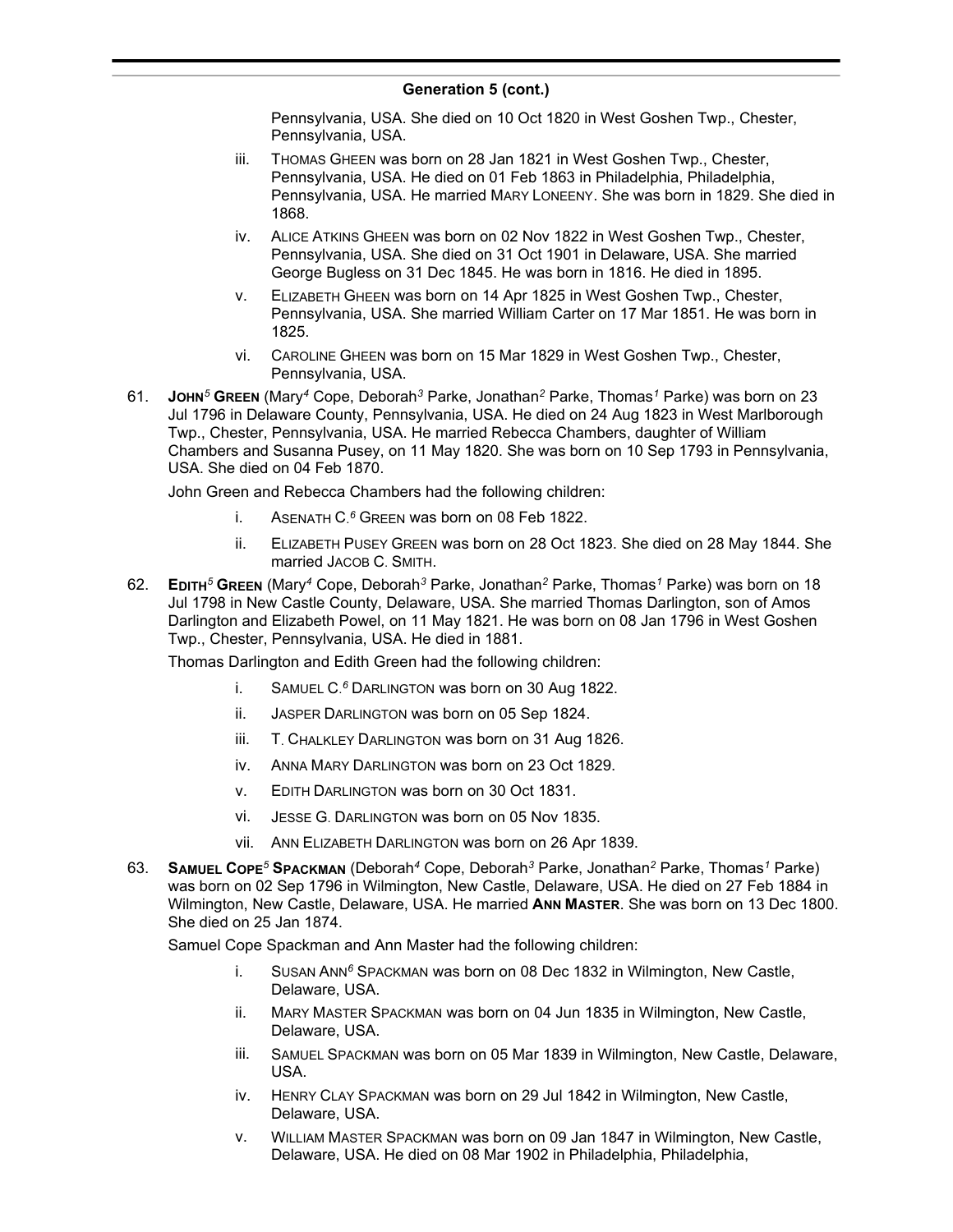## Generation 5 (cont.)

Pennsylvania, USA. She died on 10 Oct 1820 in West Goshen Twp., Chester, Pennsylvania, USA.

- iii. Thomas Gheen was born on 28 Jan 1821 in West Goshen Twp., Chester, Pennsylvania, USA. He died on 01 Feb 1863 in Philadelphia, Philadelphia, Pennsylvania, USA. He married Mary Loneeny. She was born in 1829. She died in 1868.
- iv. Alice Atkins Gheen was born on 02 Nov 1822 in West Goshen Twp., Chester, Pennsylvania, USA. She died on 31 Oct 1901 in Delaware, USA. She married George Bugless on 31 Dec 1845. He was born in 1816. He died in 1895.
- v. Elizabeth Gheen was born on 14 Apr 1825 in West Goshen Twp., Chester, Pennsylvania, USA. She married William Carter on 17 Mar 1851. He was born in 1825.
- vi. Caroline Gheen was born on 15 Mar 1829 in West Goshen Twp., Chester, Pennsylvania, USA.

61. **John[5] Green** (Mary[4] Cope, Deborah[3] Parke, Jonathan[2] Parke, Thomas[1] Parke) was born on 23 Jul 1796 in Delaware County, Pennsylvania, USA. He died on 24 Aug 1823 in West Marlborough Twp., Chester, Pennsylvania, USA. He married Rebecca Chambers, daughter of William Chambers and Susanna Pusey, on 11 May 1820. She was born on 10 Sep 1793 in Pennsylvania, USA. She died on 04 Feb 1870.

    John Green and Rebecca Chambers had the following children:

    - i. Asenath C.[6] Green was born on 08 Feb 1822.
    - ii. Elizabeth Pusey Green was born on 28 Oct 1823. She died on 28 May 1844. She married Jacob C. Smith.

62. **Edith[5] Green** (Mary[4] Cope, Deborah[3] Parke, Jonathan[2] Parke, Thomas[1] Parke) was born on 18 Jul 1798 in New Castle County, Delaware, USA. She married Thomas Darlington, son of Amos Darlington and Elizabeth Powel, on 11 May 1821. He was born on 08 Jan 1796 in West Goshen Twp., Chester, Pennsylvania, USA. He died in 1881.

    Thomas Darlington and Edith Green had the following children:

    - i. Samuel C.[6] Darlington was born on 30 Aug 1822.
    - ii. Jasper Darlington was born on 05 Sep 1824.
    - iii. T. Chalkley Darlington was born on 31 Aug 1826.
    - iv. Anna Mary Darlington was born on 23 Oct 1829.
    - v. Edith Darlington was born on 30 Oct 1831.
    - vi. Jesse G. Darlington was born on 05 Nov 1835.
    - vii. Ann Elizabeth Darlington was born on 26 Apr 1839.

63. **Samuel Cope[5] Spackman** (Deborah[4] Cope, Deborah[3] Parke, Jonathan[2] Parke, Thomas[1] Parke) was born on 02 Sep 1796 in Wilmington, New Castle, Delaware, USA. He died on 27 Feb 1884 in Wilmington, New Castle, Delaware, USA. He married **Ann Master**. She was born on 13 Dec 1800. She died on 25 Jan 1874.

    Samuel Cope Spackman and Ann Master had the following children:

    - i. Susan Ann[6] Spackman was born on 08 Dec 1832 in Wilmington, New Castle, Delaware, USA.
    - ii. Mary Master Spackman was born on 04 Jun 1835 in Wilmington, New Castle, Delaware, USA.
    - iii. Samuel Spackman was born on 05 Mar 1839 in Wilmington, New Castle, Delaware, USA.
    - iv. Henry Clay Spackman was born on 29 Jul 1842 in Wilmington, New Castle, Delaware, USA.
    - v. William Master Spackman was born on 09 Jan 1847 in Wilmington, New Castle, Delaware, USA. He died on 08 Mar 1902 in Philadelphia, Philadelphia,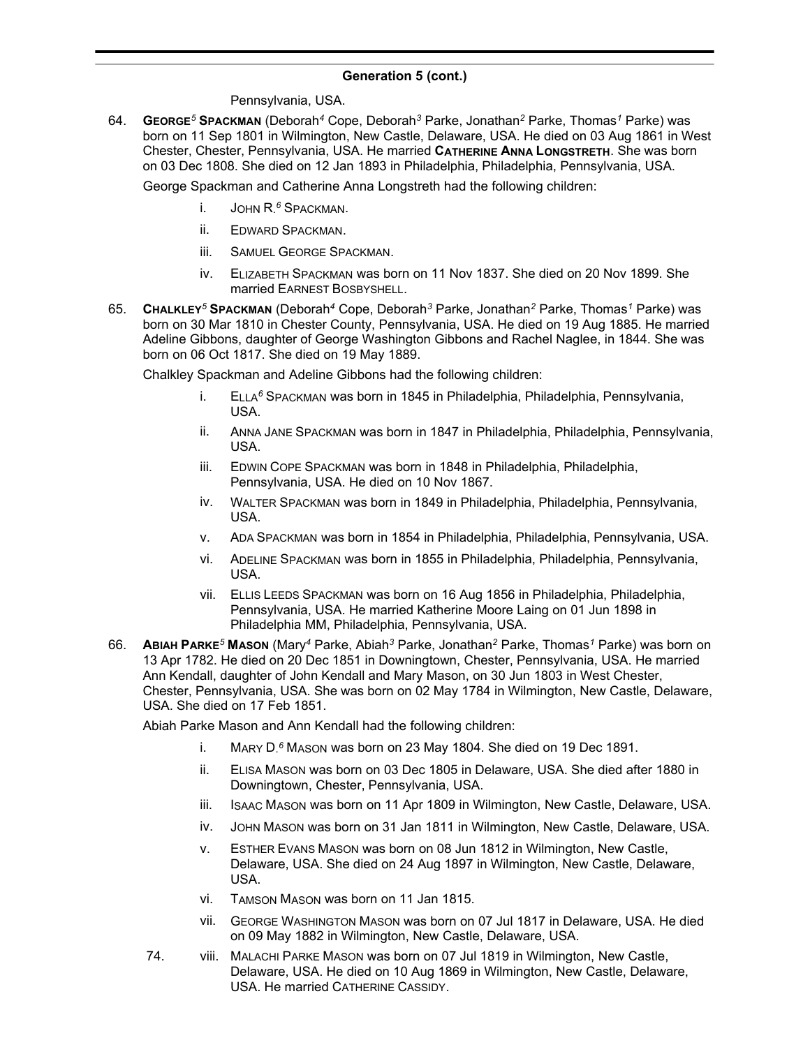## Generation 5 (cont.)

Pennsylvania, USA.

64. **George[5] Spackman** (Deborah[4] Cope, Deborah[3] Parke, Jonathan[2] Parke, Thomas[1] Parke) was born on 11 Sep 1801 in Wilmington, New Castle, Delaware, USA. He died on 03 Aug 1861 in West Chester, Chester, Pennsylvania, USA. He married **Catherine Anna Longstreth**. She was born on 03 Dec 1808. She died on 12 Jan 1893 in Philadelphia, Philadelphia, Pennsylvania, USA.

    George Spackman and Catherine Anna Longstreth had the following children:

    - i. John R.[6] Spackman.
    - ii. Edward Spackman.
    - iii. Samuel George Spackman.
    - iv. Elizabeth Spackman was born on 11 Nov 1837. She died on 20 Nov 1899. She married Earnest Bosbyshell.

65. **Chalkley[5] Spackman** (Deborah[4] Cope, Deborah[3] Parke, Jonathan[2] Parke, Thomas[1] Parke) was born on 30 Mar 1810 in Chester County, Pennsylvania, USA. He died on 19 Aug 1885. He married Adeline Gibbons, daughter of George Washington Gibbons and Rachel Naglee, in 1844. She was born on 06 Oct 1817. She died on 19 May 1889.

    Chalkley Spackman and Adeline Gibbons had the following children:

    - i. Ella[6] Spackman was born in 1845 in Philadelphia, Philadelphia, Pennsylvania, USA.
    - ii. Anna Jane Spackman was born in 1847 in Philadelphia, Philadelphia, Pennsylvania, USA.
    - iii. Edwin Cope Spackman was born in 1848 in Philadelphia, Philadelphia, Pennsylvania, USA. He died on 10 Nov 1867.
    - iv. Walter Spackman was born in 1849 in Philadelphia, Philadelphia, Pennsylvania, USA.
    - v. Ada Spackman was born in 1854 in Philadelphia, Philadelphia, Pennsylvania, USA.
    - vi. Adeline Spackman was born in 1855 in Philadelphia, Philadelphia, Pennsylvania, USA.
    - vii. Ellis Leeds Spackman was born on 16 Aug 1856 in Philadelphia, Philadelphia, Pennsylvania, USA. He married Katherine Moore Laing on 01 Jun 1898 in Philadelphia MM, Philadelphia, Pennsylvania, USA.

66. **Abiah Parke[5] Mason** (Mary[4] Parke, Abiah[3] Parke, Jonathan[2] Parke, Thomas[1] Parke) was born on 13 Apr 1782. He died on 20 Dec 1851 in Downingtown, Chester, Pennsylvania, USA. He married Ann Kendall, daughter of John Kendall and Mary Mason, on 30 Jun 1803 in West Chester, Chester, Pennsylvania, USA. She was born on 02 May 1784 in Wilmington, New Castle, Delaware, USA. She died on 17 Feb 1851.

    Abiah Parke Mason and Ann Kendall had the following children:

    - i. Mary D.[6] Mason was born on 23 May 1804. She died on 19 Dec 1891.
    - ii. Elisa Mason was born on 03 Dec 1805 in Delaware, USA. She died after 1880 in Downingtown, Chester, Pennsylvania, USA.
    - iii. Isaac Mason was born on 11 Apr 1809 in Wilmington, New Castle, Delaware, USA.
    - iv. John Mason was born on 31 Jan 1811 in Wilmington, New Castle, Delaware, USA.
    - v. Esther Evans Mason was born on 08 Jun 1812 in Wilmington, New Castle, Delaware, USA. She died on 24 Aug 1897 in Wilmington, New Castle, Delaware, USA.
    - vi. Tamson Mason was born on 11 Jan 1815.
    - vii. George Washington Mason was born on 07 Jul 1817 in Delaware, USA. He died on 09 May 1882 in Wilmington, New Castle, Delaware, USA.
    - 74. viii. Malachi Parke Mason was born on 07 Jul 1819 in Wilmington, New Castle, Delaware, USA. He died on 10 Aug 1869 in Wilmington, New Castle, Delaware, USA. He married Catherine Cassidy.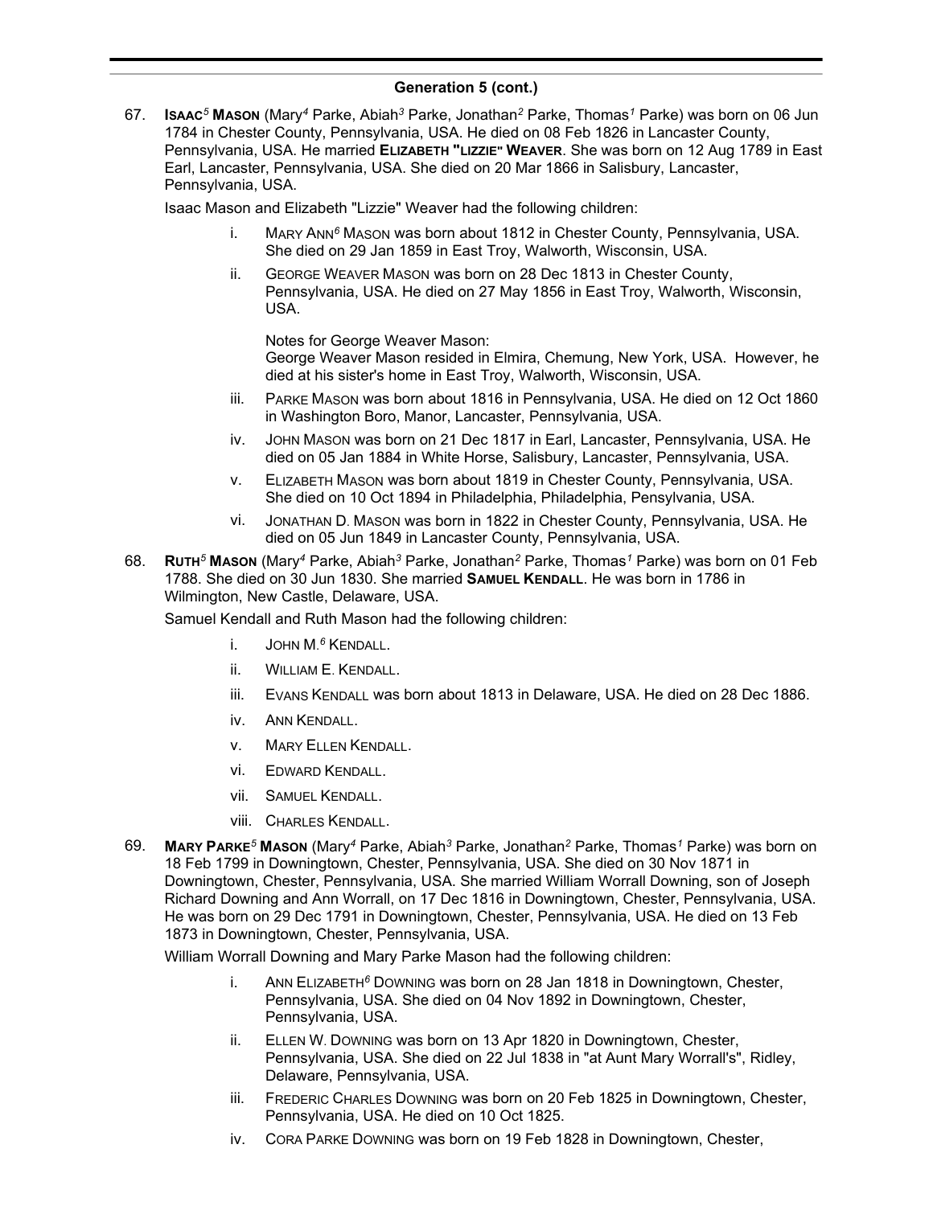## Generation 5 (cont.)

67. **ISAAC[5] MASON** (Mary[4] Parke, Abiah[3] Parke, Jonathan[2] Parke, Thomas[1] Parke) was born on 06 Jun 1784 in Chester County, Pennsylvania, USA. He died on 08 Feb 1826 in Lancaster County, Pennsylvania, USA. He married **ELIZABETH "LIZZIE" WEAVER**. She was born on 12 Aug 1789 in East Earl, Lancaster, Pennsylvania, USA. She died on 20 Mar 1866 in Salisbury, Lancaster, Pennsylvania, USA.

   Isaac Mason and Elizabeth "Lizzie" Weaver had the following children:

   i. MARY ANN[6] MASON was born about 1812 in Chester County, Pennsylvania, USA. She died on 29 Jan 1859 in East Troy, Walworth, Wisconsin, USA.

   ii. GEORGE WEAVER MASON was born on 28 Dec 1813 in Chester County, Pennsylvania, USA. He died on 27 May 1856 in East Troy, Walworth, Wisconsin, USA.

   Notes for George Weaver Mason:
   George Weaver Mason resided in Elmira, Chemung, New York, USA. However, he died at his sister's home in East Troy, Walworth, Wisconsin, USA.

   iii. PARKE MASON was born about 1816 in Pennsylvania, USA. He died on 12 Oct 1860 in Washington Boro, Manor, Lancaster, Pennsylvania, USA.

   iv. JOHN MASON was born on 21 Dec 1817 in Earl, Lancaster, Pennsylvania, USA. He died on 05 Jan 1884 in White Horse, Salisbury, Lancaster, Pennsylvania, USA.

   v. ELIZABETH MASON was born about 1819 in Chester County, Pennsylvania, USA. She died on 10 Oct 1894 in Philadelphia, Philadelphia, Pensylvania, USA.

   vi. JONATHAN D. MASON was born in 1822 in Chester County, Pennsylvania, USA. He died on 05 Jun 1849 in Lancaster County, Pennsylvania, USA.

68. **RUTH[5] MASON** (Mary[4] Parke, Abiah[3] Parke, Jonathan[2] Parke, Thomas[1] Parke) was born on 01 Feb 1788. She died on 30 Jun 1830. She married **SAMUEL KENDALL**. He was born in 1786 in Wilmington, New Castle, Delaware, USA.

   Samuel Kendall and Ruth Mason had the following children:

   i. JOHN M.[6] KENDALL.

   ii. WILLIAM E. KENDALL.

   iii. EVANS KENDALL was born about 1813 in Delaware, USA. He died on 28 Dec 1886.

   iv. ANN KENDALL.

   v. MARY ELLEN KENDALL.

   vi. EDWARD KENDALL.

   vii. SAMUEL KENDALL.

   viii. CHARLES KENDALL.

69. **MARY PARKE[5] MASON** (Mary[4] Parke, Abiah[3] Parke, Jonathan[2] Parke, Thomas[1] Parke) was born on 18 Feb 1799 in Downingtown, Chester, Pennsylvania, USA. She died on 30 Nov 1871 in Downingtown, Chester, Pennsylvania, USA. She married William Worrall Downing, son of Joseph Richard Downing and Ann Worrall, on 17 Dec 1816 in Downingtown, Chester, Pennsylvania, USA. He was born on 29 Dec 1791 in Downingtown, Chester, Pennsylvania, USA. He died on 13 Feb 1873 in Downingtown, Chester, Pennsylvania, USA.

   William Worrall Downing and Mary Parke Mason had the following children:

   i. ANN ELIZABETH[6] DOWNING was born on 28 Jan 1818 in Downingtown, Chester, Pennsylvania, USA. She died on 04 Nov 1892 in Downingtown, Chester, Pennsylvania, USA.

   ii. ELLEN W. DOWNING was born on 13 Apr 1820 in Downingtown, Chester, Pennsylvania, USA. She died on 22 Jul 1838 in "at Aunt Mary Worrall's", Ridley, Delaware, Pennsylvania, USA.

   iii. FREDERIC CHARLES DOWNING was born on 20 Feb 1825 in Downingtown, Chester, Pennsylvania, USA. He died on 10 Oct 1825.

   iv. CORA PARKE DOWNING was born on 19 Feb 1828 in Downingtown, Chester,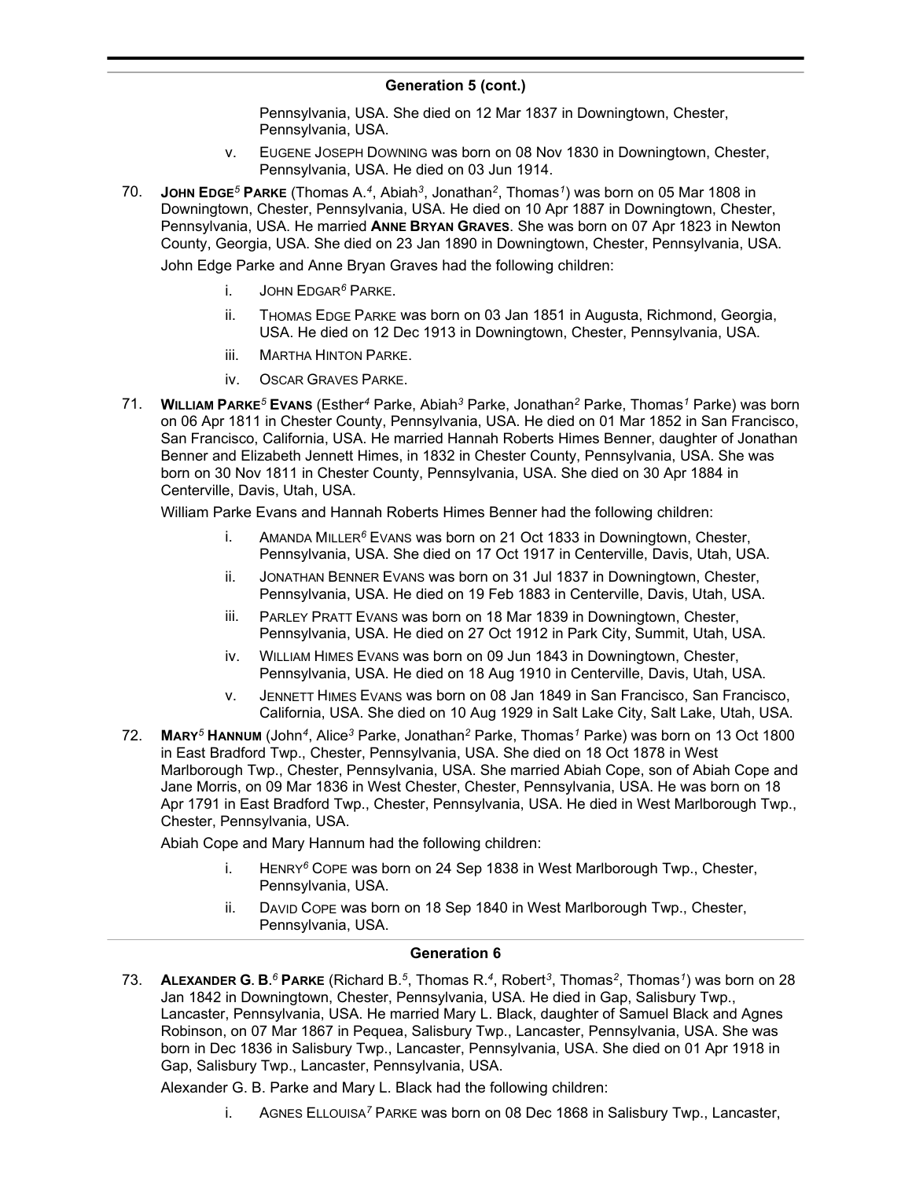## Generation 5 (cont.)

Pennsylvania, USA. She died on 12 Mar 1837 in Downingtown, Chester, Pennsylvania, USA.

v. EUGENE JOSEPH DOWNING was born on 08 Nov 1830 in Downingtown, Chester, Pennsylvania, USA. He died on 03 Jun 1914.

70. **JOHN EDGE[5] PARKE** (Thomas A.[4], Abiah[3], Jonathan[2], Thomas[1]) was born on 05 Mar 1808 in Downingtown, Chester, Pennsylvania, USA. He died on 10 Apr 1887 in Downingtown, Chester, Pennsylvania, USA. He married **ANNE BRYAN GRAVES**. She was born on 07 Apr 1823 in Newton County, Georgia, USA. She died on 23 Jan 1890 in Downingtown, Chester, Pennsylvania, USA.

John Edge Parke and Anne Bryan Graves had the following children:

i. JOHN EDGAR[6] PARKE.

ii. THOMAS EDGE PARKE was born on 03 Jan 1851 in Augusta, Richmond, Georgia, USA. He died on 12 Dec 1913 in Downingtown, Chester, Pennsylvania, USA.

iii. MARTHA HINTON PARKE.

iv. OSCAR GRAVES PARKE.

71. **WILLIAM PARKE[5] EVANS** (Esther[4] Parke, Abiah[3] Parke, Jonathan[2] Parke, Thomas[1] Parke) was born on 06 Apr 1811 in Chester County, Pennsylvania, USA. He died on 01 Mar 1852 in San Francisco, San Francisco, California, USA. He married Hannah Roberts Himes Benner, daughter of Jonathan Benner and Elizabeth Jennett Himes, in 1832 in Chester County, Pennsylvania, USA. She was born on 30 Nov 1811 in Chester County, Pennsylvania, USA. She died on 30 Apr 1884 in Centerville, Davis, Utah, USA.

William Parke Evans and Hannah Roberts Himes Benner had the following children:

i. AMANDA MILLER[6] EVANS was born on 21 Oct 1833 in Downingtown, Chester, Pennsylvania, USA. She died on 17 Oct 1917 in Centerville, Davis, Utah, USA.

ii. JONATHAN BENNER EVANS was born on 31 Jul 1837 in Downingtown, Chester, Pennsylvania, USA. He died on 19 Feb 1883 in Centerville, Davis, Utah, USA.

iii. PARLEY PRATT EVANS was born on 18 Mar 1839 in Downingtown, Chester, Pennsylvania, USA. He died on 27 Oct 1912 in Park City, Summit, Utah, USA.

iv. WILLIAM HIMES EVANS was born on 09 Jun 1843 in Downingtown, Chester, Pennsylvania, USA. He died on 18 Aug 1910 in Centerville, Davis, Utah, USA.

v. JENNETT HIMES EVANS was born on 08 Jan 1849 in San Francisco, San Francisco, California, USA. She died on 10 Aug 1929 in Salt Lake City, Salt Lake, Utah, USA.

72. **MARY[5] HANNUM** (John[4], Alice[3] Parke, Jonathan[2] Parke, Thomas[1] Parke) was born on 13 Oct 1800 in East Bradford Twp., Chester, Pennsylvania, USA. She died on 18 Oct 1878 in West Marlborough Twp., Chester, Pennsylvania, USA. She married Abiah Cope, son of Abiah Cope and Jane Morris, on 09 Mar 1836 in West Chester, Chester, Pennsylvania, USA. He was born on 18 Apr 1791 in East Bradford Twp., Chester, Pennsylvania, USA. He died in West Marlborough Twp., Chester, Pennsylvania, USA.

Abiah Cope and Mary Hannum had the following children:

i. HENRY[6] COPE was born on 24 Sep 1838 in West Marlborough Twp., Chester, Pennsylvania, USA.

ii. DAVID COPE was born on 18 Sep 1840 in West Marlborough Twp., Chester, Pennsylvania, USA.

## Generation 6

73. **ALEXANDER G. B.[6] PARKE** (Richard B.[5], Thomas R.[4], Robert[3], Thomas[2], Thomas[1]) was born on 28 Jan 1842 in Downingtown, Chester, Pennsylvania, USA. He died in Gap, Salisbury Twp., Lancaster, Pennsylvania, USA. He married Mary L. Black, daughter of Samuel Black and Agnes Robinson, on 07 Mar 1867 in Pequea, Salisbury Twp., Lancaster, Pennsylvania, USA. She was born in Dec 1836 in Salisbury Twp., Lancaster, Pennsylvania, USA. She died on 01 Apr 1918 in Gap, Salisbury Twp., Lancaster, Pennsylvania, USA.

Alexander G. B. Parke and Mary L. Black had the following children:

i. AGNES ELLOUISA[7] PARKE was born on 08 Dec 1868 in Salisbury Twp., Lancaster,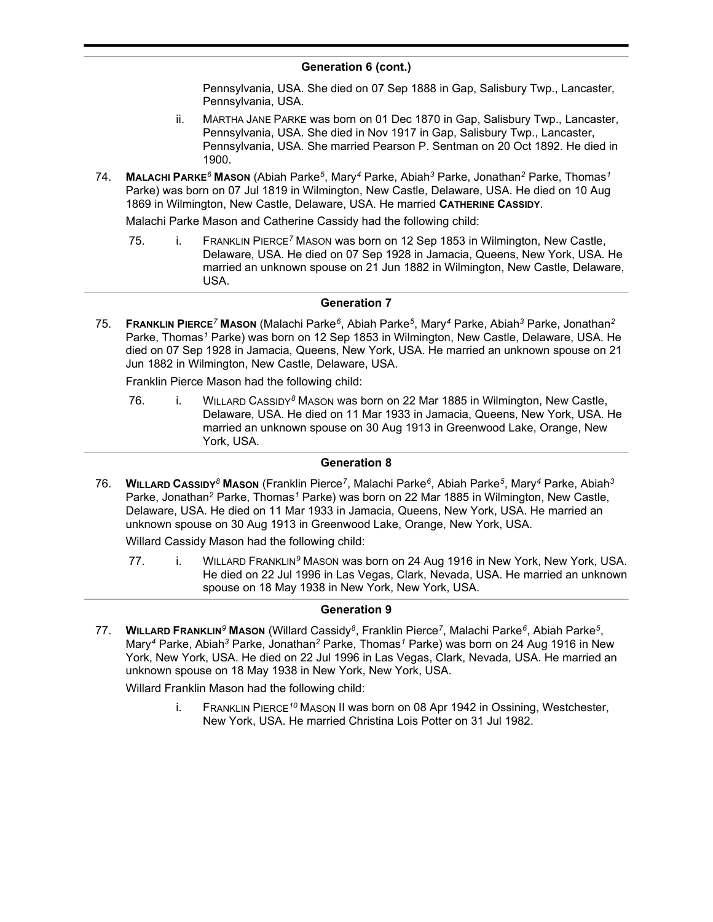## Generation 6 (cont.)

Pennsylvania, USA. She died on 07 Sep 1888 in Gap, Salisbury Twp., Lancaster, Pennsylvania, USA.

ii. MARTHA JANE PARKE was born on 01 Dec 1870 in Gap, Salisbury Twp., Lancaster, Pennsylvania, USA. She died in Nov 1917 in Gap, Salisbury Twp., Lancaster, Pennsylvania, USA. She married Pearson P. Sentman on 20 Oct 1892. He died in 1900.

74. **MALACHI PARKE**[6] **MASON** (Abiah Parke[5], Mary[4] Parke, Abiah[3] Parke, Jonathan[2] Parke, Thomas[1] Parke) was born on 07 Jul 1819 in Wilmington, New Castle, Delaware, USA. He died on 10 Aug 1869 in Wilmington, New Castle, Delaware, USA. He married **CATHERINE CASSIDY**.

Malachi Parke Mason and Catherine Cassidy had the following child:

75. i. FRANKLIN PIERCE[7] MASON was born on 12 Sep 1853 in Wilmington, New Castle, Delaware, USA. He died on 07 Sep 1928 in Jamacia, Queens, New York, USA. He married an unknown spouse on 21 Jun 1882 in Wilmington, New Castle, Delaware, USA.

## Generation 7

75. **FRANKLIN PIERCE**[7] **MASON** (Malachi Parke[6], Abiah Parke[5], Mary[4] Parke, Abiah[3] Parke, Jonathan[2] Parke, Thomas[1] Parke) was born on 12 Sep 1853 in Wilmington, New Castle, Delaware, USA. He died on 07 Sep 1928 in Jamacia, Queens, New York, USA. He married an unknown spouse on 21 Jun 1882 in Wilmington, New Castle, Delaware, USA.

Franklin Pierce Mason had the following child:

76. i. WILLARD CASSIDY[8] MASON was born on 22 Mar 1885 in Wilmington, New Castle, Delaware, USA. He died on 11 Mar 1933 in Jamacia, Queens, New York, USA. He married an unknown spouse on 30 Aug 1913 in Greenwood Lake, Orange, New York, USA.

## Generation 8

76. **WILLARD CASSIDY**[8] **MASON** (Franklin Pierce[7], Malachi Parke[6], Abiah Parke[5], Mary[4] Parke, Abiah[3] Parke, Jonathan[2] Parke, Thomas[1] Parke) was born on 22 Mar 1885 in Wilmington, New Castle, Delaware, USA. He died on 11 Mar 1933 in Jamacia, Queens, New York, USA. He married an unknown spouse on 30 Aug 1913 in Greenwood Lake, Orange, New York, USA.

Willard Cassidy Mason had the following child:

77. i. WILLARD FRANKLIN[9] MASON was born on 24 Aug 1916 in New York, New York, USA. He died on 22 Jul 1996 in Las Vegas, Clark, Nevada, USA. He married an unknown spouse on 18 May 1938 in New York, New York, USA.

## Generation 9

77. **WILLARD FRANKLIN**[9] **MASON** (Willard Cassidy[8], Franklin Pierce[7], Malachi Parke[6], Abiah Parke[5], Mary[4] Parke, Abiah[3] Parke, Jonathan[2] Parke, Thomas[1] Parke) was born on 24 Aug 1916 in New York, New York, USA. He died on 22 Jul 1996 in Las Vegas, Clark, Nevada, USA. He married an unknown spouse on 18 May 1938 in New York, New York, USA.

Willard Franklin Mason had the following child:

i. FRANKLIN PIERCE[10] MASON II was born on 08 Apr 1942 in Ossining, Westchester, New York, USA. He married Christina Lois Potter on 31 Jul 1982.